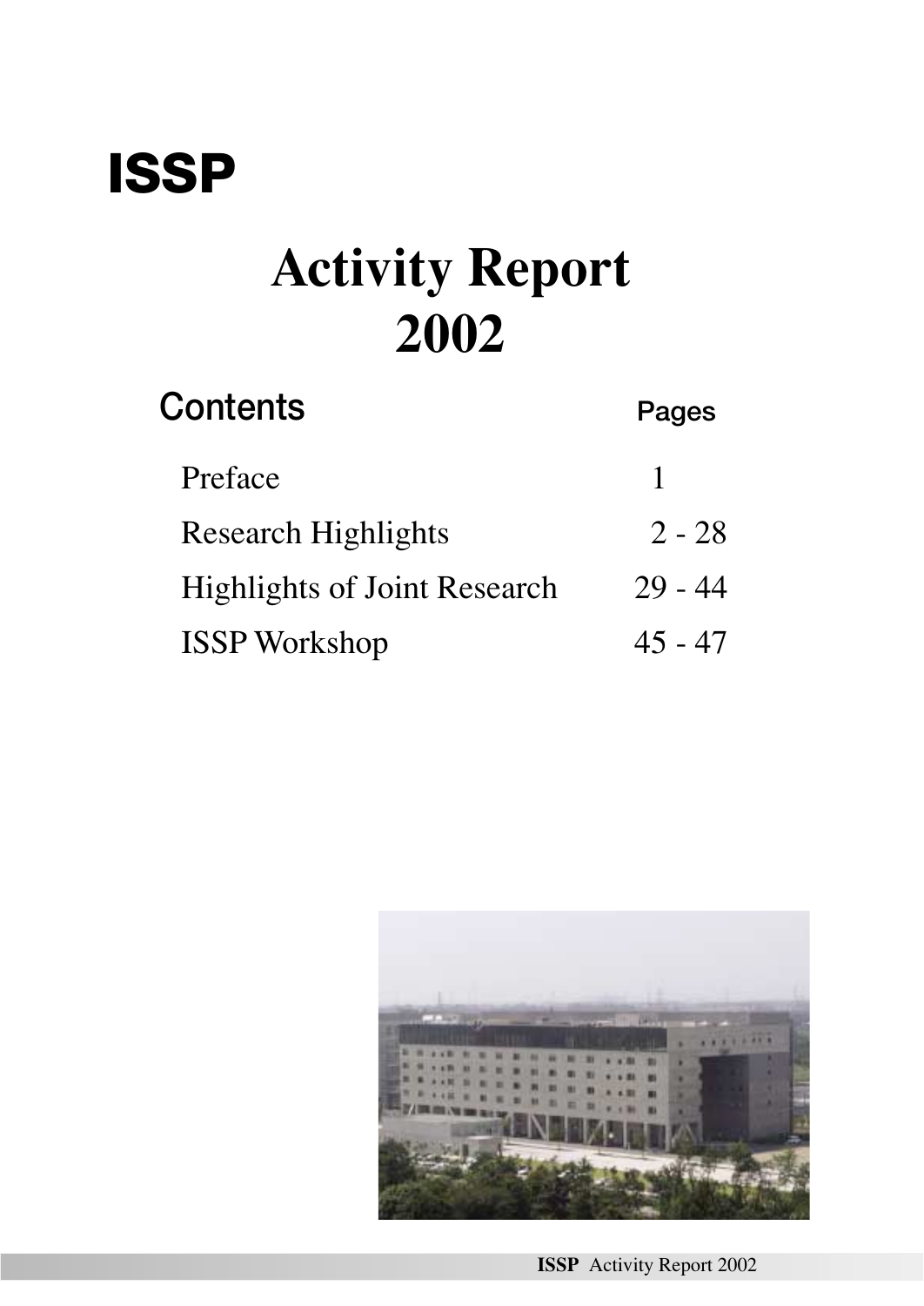# ISSP

# Activity Report 2002

## Contents

| | Pages |
|---|---|
| Preface | 1 |
| Research Highlights | 2 - 28 |
| Highlights of Joint Research | 29 - 44 |
| ISSP Workshop | 45 - 47 |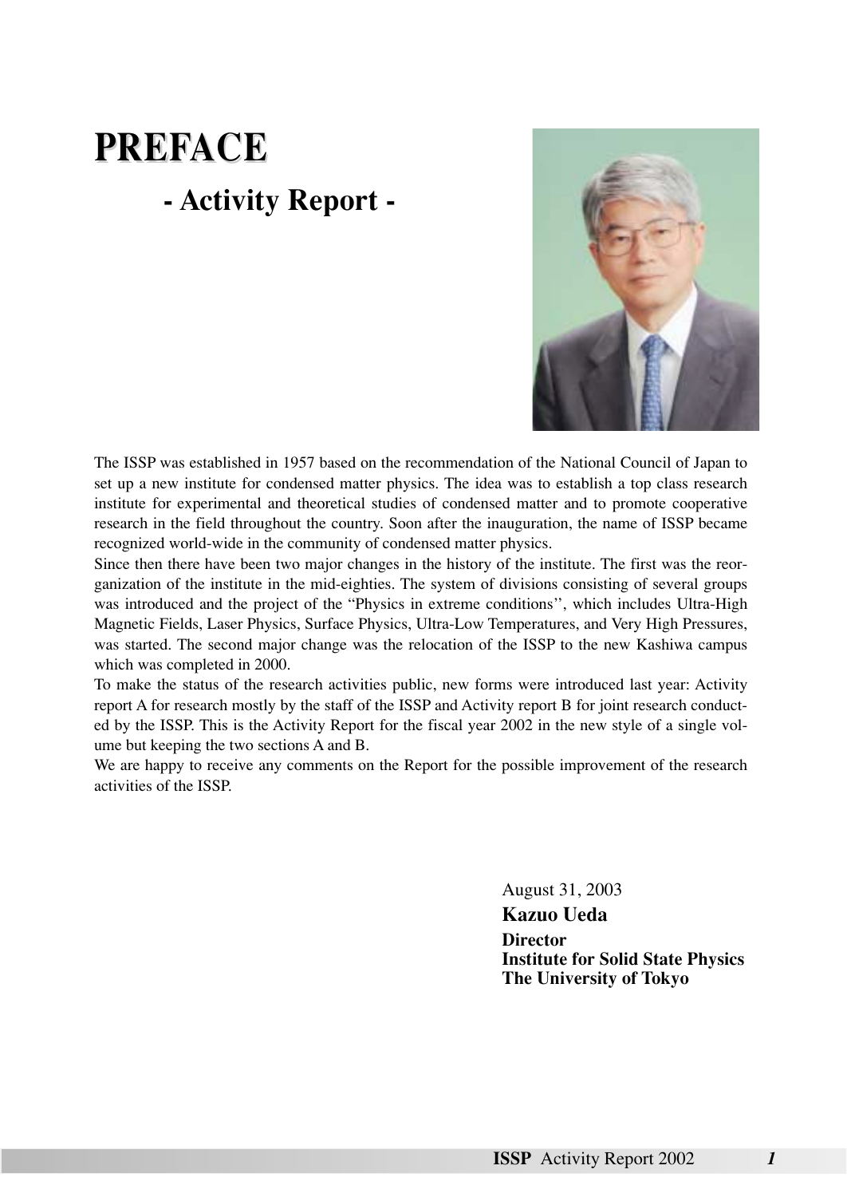# PREFACE

## - Activity Report -

The ISSP was established in 1957 based on the recommendation of the National Council of Japan to set up a new institute for condensed matter physics. The idea was to establish a top class research institute for experimental and theoretical studies of condensed matter and to promote cooperative research in the field throughout the country. Soon after the inauguration, the name of ISSP became recognized world-wide in the community of condensed matter physics.

Since then there have been two major changes in the history of the institute. The first was the reorganization of the institute in the mid-eighties. The system of divisions consisting of several groups was introduced and the project of the ''Physics in extreme conditions'', which includes Ultra-High Magnetic Fields, Laser Physics, Surface Physics, Ultra-Low Temperatures, and Very High Pressures, was started. The second major change was the relocation of the ISSP to the new Kashiwa campus which was completed in 2000.

To make the status of the research activities public, new forms were introduced last year: Activity report A for research mostly by the staff of the ISSP and Activity report B for joint research conducted by the ISSP. This is the Activity Report for the fiscal year 2002 in the new style of a single volume but keeping the two sections A and B.

We are happy to receive any comments on the Report for the possible improvement of the research activities of the ISSP.

August 31, 2003

**Kazuo Ueda**

**Director**
**Institute for Solid State Physics**
**The University of Tokyo**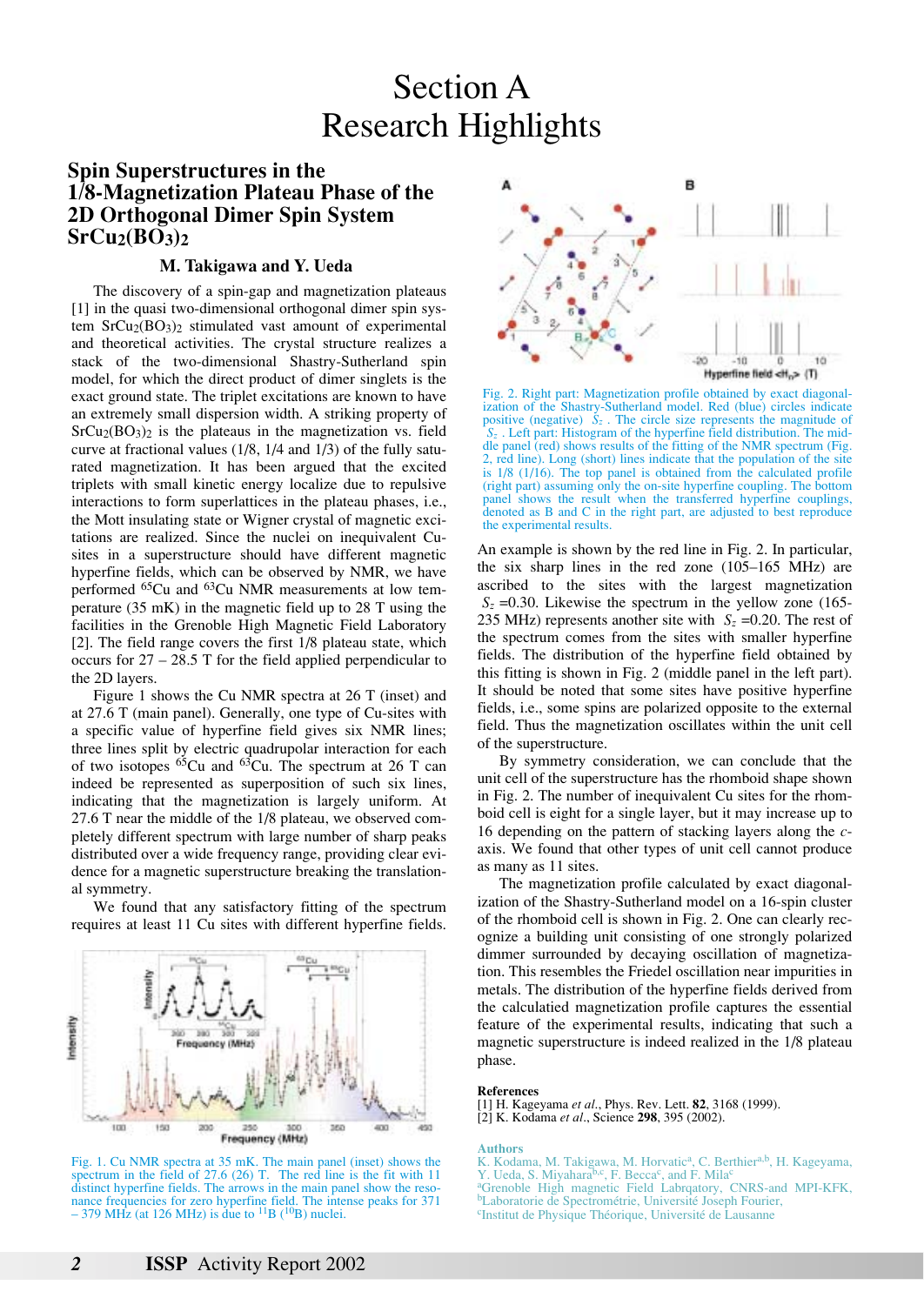# Section A
# Research Highlights

## Spin Superstructures in the 1/8-Magnetization Plateau Phase of the 2D Orthogonal Dimer Spin System $SrCu_2(BO_3)_2$

### M. Takigawa and Y. Ueda

The discovery of a spin-gap and magnetization plateaus [1] in the quasi two-dimensional orthogonal dimer spin system $SrCu_2(BO_3)_2$ stimulated vast amount of experimental and theoretical activities. The crystal structure realizes a stack of the two-dimensional Shastry-Sutherland spin model, for which the direct product of dimer singlets is the exact ground state. The triplet excitations are known to have an extremely small dispersion width. A striking property of $SrCu_2(BO_3)_2$ is the plateaus in the magnetization vs. field curve at fractional values (1/8, 1/4 and 1/3) of the fully saturated magnetization. It has been argued that the excited triplets with small kinetic energy localize due to repulsive interactions to form superlattices in the plateau phases, i.e., the Mott insulating state or Wigner crystal of magnetic excitations are realized. Since the nuclei on inequivalent Cu-sites in a superstructure should have different magnetic hyperfine fields, which can be observed by NMR, we have performed $^{65}$Cu and $^{63}$Cu NMR measurements at low temperature (35 mK) in the magnetic field up to 28 T using the facilities in the Grenoble High Magnetic Field Laboratory [2]. The field range covers the first 1/8 plateau state, which occurs for 27 – 28.5 T for the field applied perpendicular to the 2D layers.

Figure 1 shows the Cu NMR spectra at 26 T (inset) and at 27.6 T (main panel). Generally, one type of Cu-sites with a specific value of hyperfine field gives six NMR lines; three lines split by electric quadrupolar interaction for each of two isotopes $^{65}$Cu and $^{63}$Cu. The spectrum at 26 T can indeed be represented as superposition of such six lines, indicating that the magnetization is largely uniform. At 27.6 T near the middle of the 1/8 plateau, we observed completely different spectrum with large number of sharp peaks distributed over a wide frequency range, providing clear evidence for a magnetic superstructure breaking the translational symmetry.

We found that any satisfactory fitting of the spectrum requires at least 11 Cu sites with different hyperfine fields.

Fig. 1. Cu NMR spectra at 35 mK. The main panel (inset) shows the spectrum in the field of 27.6 (26) T. The red line is the fit with 11 distinct hyperfine fields. The arrows in the main panel show the resonance frequencies for zero hyperfine field. The intense peaks for 371 – 379 MHz (at 126 MHz) is due to $^{11}$B ($^{10}$B) nuclei.

Fig. 2. Right part: Magnetization profile obtained by exact diagonalization of the Shastry-Sutherland model. Red (blue) circles indicate positive (negative) $S_z$. The circle size represents the magnitude of $S_z$. Left part: Histogram of the hyperfine field distribution. The middle panel (red) shows results of the fitting of the NMR spectrum (Fig. 2, red line). Long (short) lines indicate that the population of the site is 1/8 (1/16). The top panel is obtained from the calculated profile (right part) assuming only the on-site hyperfine coupling. The bottom panel shows the result when the transferred hyperfine couplings, denoted as B and C in the right part, are adjusted to best reproduce the experimental results.

An example is shown by the red line in Fig. 2. In particular, the six sharp lines in the red zone (105–165 MHz) are ascribed to the sites with the largest magnetization $S_z$ =0.30. Likewise the spectrum in the yellow zone (165-235 MHz) represents another site with $S_z$ =0.20. The rest of the spectrum comes from the sites with smaller hyperfine fields. The distribution of the hyperfine field obtained by this fitting is shown in Fig. 2 (middle panel in the left part). It should be noted that some sites have positive hyperfine fields, i.e., some spins are polarized opposite to the external field. Thus the magnetization oscillates within the unit cell of the superstructure.

By symmetry consideration, we can conclude that the unit cell of the superstructure has the rhomboid shape shown in Fig. 2. The number of inequivalent Cu sites for the rhomboid cell is eight for a single layer, but it may increase up to 16 depending on the pattern of stacking layers along the *c*-axis. We found that other types of unit cell cannot produce as many as 11 sites.

The magnetization profile calculated by exact diagonalization of the Shastry-Sutherland model on a 16-spin cluster of the rhomboid cell is shown in Fig. 2. One can clearly recognize a building unit consisting of one strongly polarized dimmer surrounded by decaying oscillation of magnetization. This resembles the Friedel oscillation near impurities in metals. The distribution of the hyperfine fields derived from the calculated magnetization profile captures the essential feature of the experimental results, indicating that such a magnetic superstructure is indeed realized in the 1/8 plateau phase.

**References**

[1] H. Kageyama *et al*., Phys. Rev. Lett. **82**, 3168 (1999).
[2] K. Kodama *et al*., Science **298**, 395 (2002).

**Authors**

K. Kodama, M. Takigawa, M. Horvatic[a], C. Berthier[a,b], H. Kageyama, Y. Ueda, S. Miyahara[b,c], F. Becca[c], and F. Mila[c]
[a]Grenoble High magnetic Field Labrqatory, CNRS-and MPI-KFK,
[b]Laboratorie de Spectrométrie, Université Joseph Fourier,
[c]Institut de Physique Théorique, Université de Lausanne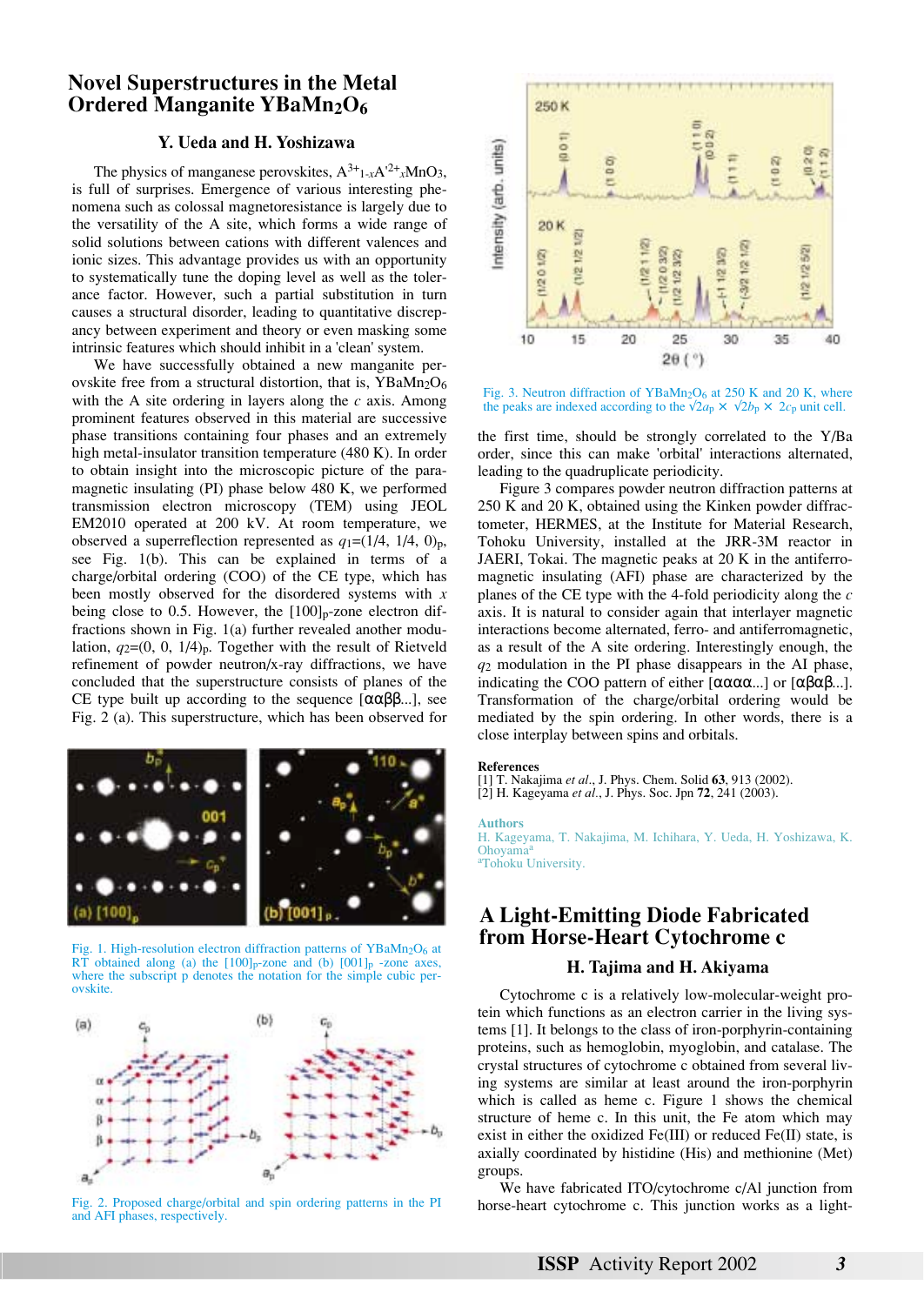# Novel Superstructures in the Metal Ordered Manganite $YBaMn_2O_6$

### Y. Ueda and H. Yoshizawa

The physics of manganese perovskites, $A^{3+}_{1-x}A'^{2+}_{x}MnO_3$, is full of surprises. Emergence of various interesting phenomena such as colossal magnetoresistance is largely due to the versatility of the A site, which forms a wide range of solid solutions between cations with different valences and ionic sizes. This advantage provides us with an opportunity to systematically tune the doping level as well as the tolerance factor. However, such a partial substitution in turn causes a structural disorder, leading to quantitative discrepancy between experiment and theory or even masking some intrinsic features which should inhibit in a 'clean' system.

We have successfully obtained a new manganite perovskite free from a structural distortion, that is, $YBaMn_2O_6$ with the A site ordering in layers along the *c* axis. Among prominent features observed in this material are successive phase transitions containing four phases and an extremely high metal-insulator transition temperature (480 K). In order to obtain insight into the microscopic picture of the paramagnetic insulating (PI) phase below 480 K, we performed transmission electron microscopy (TEM) using JEOL EM2010 operated at 200 kV. At room temperature, we observed a superreflection represented as $q_1=(1/4, 1/4, 0)_p$, see Fig. 1(b). This can be explained in terms of a charge/orbital ordering (COO) of the CE type, which has been mostly observed for the disordered systems with *x* being close to 0.5. However, the $[100]_p$-zone electron diffractions shown in Fig. 1(a) further revealed another modulation, $q_2=(0, 0, 1/4)_p$. Together with the result of Rietveld refinement of powder neutron/x-ray diffractions, we have concluded that the superstructure consists of planes of the CE type built up according to the sequence [ααββ...], see Fig. 2 (a). This superstructure, which has been observed for the first time, should be strongly correlated to the Y/Ba order, since this can make 'orbital' interactions alternated, leading to the quadruplicate periodicity.

Fig. 1. High-resolution electron diffraction patterns of $YBaMn_2O_6$ at RT obtained along (a) the $[100]_p$-zone and (b) $[001]_p$ -zone axes, where the subscript p denotes the notation for the simple cubic perovskite.

Fig. 2. Proposed charge/orbital and spin ordering patterns in the PI and AFI phases, respectively.

Fig. 3. Neutron diffraction of $YBaMn_2O_6$ at 250 K and 20 K, where the peaks are indexed according to the $\sqrt{2}a_p \times \sqrt{2}b_p \times 2c_p$ unit cell.

Figure 3 compares powder neutron diffraction patterns at 250 K and 20 K, obtained using the Kinken powder diffractometer, HERMES, at the Institute for Material Research, Tohoku University, installed at the JRR-3M reactor in JAERI, Tokai. The magnetic peaks at 20 K in the antiferromagnetic insulating (AFI) phase are characterized by the planes of the CE type with the 4-fold periodicity along the *c* axis. It is natural to consider again that interlayer magnetic interactions become alternated, ferro- and antiferromagnetic, as a result of the A site ordering. Interestingly enough, the $q_2$ modulation in the PI phase disappears in the AI phase, indicating the COO pattern of either [αααα...] or [αβαβ...]. Transformation of the charge/orbital ordering would be mediated by the spin ordering. In other words, there is a close interplay between spins and orbitals.

**References**

[1] T. Nakajima *et al.*, J. Phys. Chem. Solid **63**, 913 (2002).
[2] H. Kageyama *et al.*, J. Phys. Soc. Jpn **72**, 241 (2003).

**Authors**

H. Kageyama, T. Nakajima, M. Ichihara, Y. Ueda, H. Yoshizawa, K. Ohoyama[a]
[a]Tohoku University.

# A Light-Emitting Diode Fabricated from Horse-Heart Cytochrome c

### H. Tajima and H. Akiyama

Cytochrome c is a relatively low-molecular-weight protein which functions as an electron carrier in the living systems [1]. It belongs to the class of iron-porphyrin-containing proteins, such as hemoglobin, myoglobin, and catalase. The crystal structures of cytochrome c obtained from several living systems are similar at least around the iron-porphyrin which is called as heme c. Figure 1 shows the chemical structure of heme c. In this unit, the Fe atom which may exist in either the oxidized Fe(III) or reduced Fe(II) state, is axially coordinated by histidine (His) and methionine (Met) groups.

We have fabricated ITO/cytochrome c/Al junction from horse-heart cytochrome c. This junction works as a light-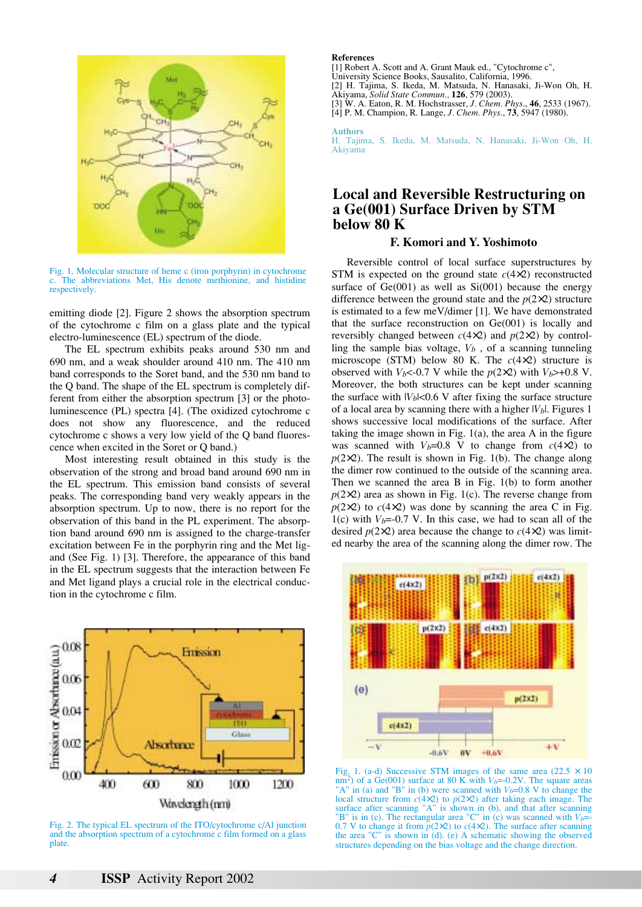Fig. 1. Molecular structure of heme c (iron porphyrin) in cytochrome c. The abbreviations Met, His denote methionine, and histidine respectively.

emitting diode [2]. Figure 2 shows the absorption spectrum of the cytochrome c film on a glass plate and the typical electro-luminescence (EL) spectrum of the diode.

The EL spectrum exhibits peaks around 530 nm and 690 nm, and a weak shoulder around 410 nm. The 410 nm band corresponds to the Soret band, and the 530 nm band to the Q band. The shape of the EL spectrum is completely different from either the absorption spectrum [3] or the photo-luminescence (PL) spectra [4]. (The oxidized cytochrome c does not show any fluorescence, and the reduced cytochrome c shows a very low yield of the Q band fluorescence when excited in the Soret or Q band.)

Most interesting result obtained in this study is the observation of the strong and broad band around 690 nm in the EL spectrum. This emission band consists of several peaks. The corresponding band very weakly appears in the absorption spectrum. Up to now, there is no report for the observation of this band in the PL experiment. The absorption band around 690 nm is assigned to the charge-transfer excitation between Fe in the porphyrin ring and the Met ligand (See Fig. 1) [3]. Therefore, the appearance of this band in the EL spectrum suggests that the interaction between Fe and Met ligand plays a crucial role in the electrical conduction in the cytochrome c film.

Fig. 2. The typical EL spectrum of the ITO/cytochrome c/Al junction and the absorption spectrum of a cytochrome c film formed on a glass plate.

**References**

[1] Robert A. Scott and A. Grant Mauk ed., "Cytochrome c", University Science Books, Sausalito, California, 1996.
[2] H. Tajima, S. Ikeda, M. Matsuda, N. Hanasaki, Ji-Won Oh, H. Akiyama, *Solid State Commun.*, **126**, 579 (2003).
[3] W. A. Eaton, R. M. Hochstrasser, *J. Chem. Phys.*, **46**, 2533 (1967).
[4] P. M. Champion, R. Lange, *J. Chem. Phys.*, **73**, 5947 (1980).

**Authors**
H. Tajima, S. Ikeda, M. Matsuda, N. Hanasaki, Ji-Won Oh, H. Akiyama

# Local and Reversible Restructuring on a Ge(001) Surface Driven by STM below 80 K

### F. Komori and Y. Yoshimoto

Reversible control of local surface superstructures by STM is expected on the ground state $c(4\times2)$ reconstructed surface of Ge(001) as well as Si(001) because the energy difference between the ground state and the $p(2\times2)$ structure is estimated to a few meV/dimer [1]. We have demonstrated that the surface reconstruction on Ge(001) is locally and reversibly changed between $c(4\times2)$ and $p(2\times2)$ by controlling the sample bias voltage, $V_b$ , of a scanning tunneling microscope (STM) below 80 K. The $c(4\times2)$ structure is observed with $V_b$<-0.7 V while the $p(2\times2)$ with $V_b$>+0.8 V. Moreover, the both structures can be kept under scanning the surface with $|V_b|$<0.6 V after fixing the surface structure of a local area by scanning there with a higher $|V_b|$. Figures 1 shows successive local modifications of the surface. After taking the image shown in Fig. 1(a), the area A in the figure was scanned with $V_b$=0.8 V to change from $c(4\times2)$ to $p(2\times2)$. The result is shown in Fig. 1(b). The change along the dimer row continued to the outside of the scanning area. Then we scanned the area B in Fig. 1(b) to form another $p(2\times2)$ area as shown in Fig. 1(c). The reverse change from $p(2\times2)$ to $c(4\times2)$ was done by scanning the area C in Fig. 1(c) with $V_b$=-0.7 V. In this case, we had to scan all of the desired $p(2\times2)$ area because the change to $c(4\times2)$ was limited nearby the area of the scanning along the dimer row. The

Fig. 1. (a-d) Successive STM images of the same area (22.5 × 10 nm$^2$) of a Ge(001) surface at 80 K with $V_b$=-0.2V. The square areas "A" in (a) and "B" in (b) were scanned with $V_b$=0.8 V to change the local structure from $c(4\times2)$ to $p(2\times2)$ after taking each image. The surface after scanning "A" is shown in (b), and that after scanning "B" is in (c). The rectangular area "C" in (c) was scanned with $V_b$=-0.7 V to change it from $p(2\times2)$ to $c(4\times2)$. The surface after scanning the area "C" is shown in (d). (e) A schematic showing the observed structures depending on the bias voltage and the change direction.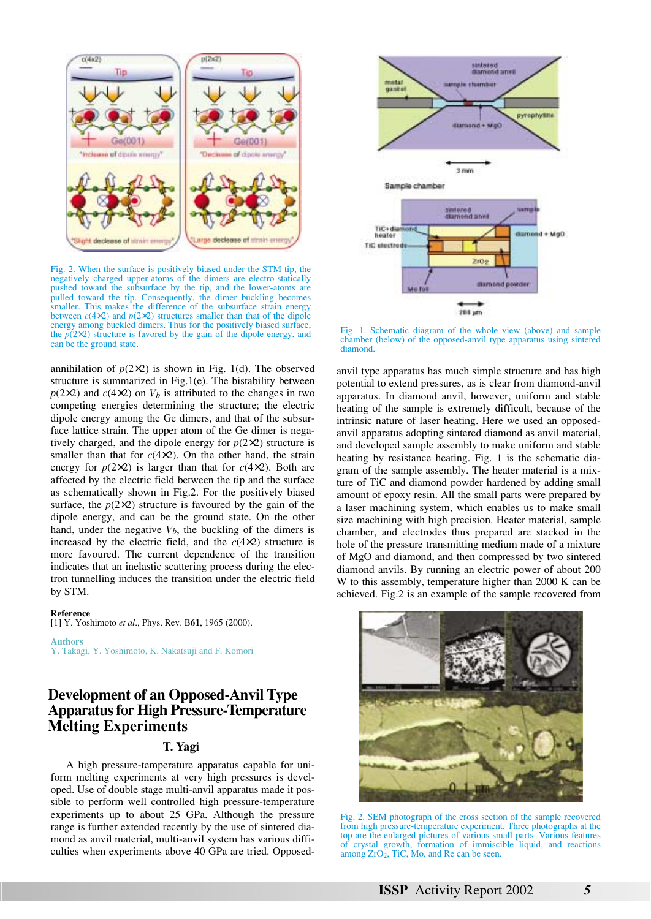Fig. 2. When the surface is positively biased under the STM tip, the negatively charged upper-atoms of the dimers are electro-statically pushed toward the subsurface by the tip, and the lower-atoms are pulled toward the tip. Consequently, the dimer buckling becomes smaller. This makes the difference of the subsurface strain energy between $c(4\times2)$ and $p(2\times2)$ structures smaller than that of the dipole energy among buckled dimers. Thus for the positively biased surface, the $p(2\times2)$ structure is favored by the gain of the dipole energy, and can be the ground state.

annihilation of $p(2\times2)$ is shown in Fig. 1(d). The observed structure is summarized in Fig.1(e). The bistability between $p(2\times2)$ and $c(4\times2)$ on $V_b$ is attributed to the changes in two competing energies determining the structure; the electric dipole energy among the Ge dimers, and that of the subsurface lattice strain. The upper atom of the Ge dimer is negatively charged, and the dipole energy for $p(2\times2)$ structure is smaller than that for $c(4\times2)$. On the other hand, the strain energy for $p(2\times2)$ is larger than that for $c(4\times2)$. Both are affected by the electric field between the tip and the surface as schematically shown in Fig.2. For the positively biased surface, the $p(2\times2)$ structure is favoured by the gain of the dipole energy, and can be the ground state. On the other hand, under the negative $V_b$, the buckling of the dimers is increased by the electric field, and the $c(4\times2)$ structure is more favoured. The current dependence of the transition indicates that an inelastic scattering process during the electron tunnelling induces the transition under the electric field by STM.

**Reference**

[1] Y. Yoshimoto *et al*., Phys. Rev. B**61**, 1965 (2000).

**Authors**

Y. Takagi, Y. Yoshimoto, K. Nakatsuji and F. Komori

# Development of an Opposed-Anvil Type Apparatus for High Pressure-Temperature Melting Experiments

### T. Yagi

A high pressure-temperature apparatus capable for uniform melting experiments at very high pressures is developed. Use of double stage multi-anvil apparatus made it possible to perform well controlled high pressure-temperature experiments up to about 25 GPa. Although the pressure range is further extended recently by the use of sintered diamond as anvil material, multi-anvil system has various difficulties when experiments above 40 GPa are tried. Opposed-anvil type apparatus has much simple structure and has high potential to extend pressures, as is clear from diamond-anvil apparatus. In diamond anvil, however, uniform and stable heating of the sample is extremely difficult, because of the intrinsic nature of laser heating. Here we used an opposed-anvil apparatus adopting sintered diamond as anvil material, and developed sample assembly to make uniform and stable heating by resistance heating. Fig. 1 is the schematic diagram of the sample assembly. The heater material is a mixture of TiC and diamond powder hardened by adding small amount of epoxy resin. All the small parts were prepared by a laser machining system, which enables us to make small size machining with high precision. Heater material, sample chamber, and electrodes thus prepared are stacked in the hole of the pressure transmitting medium made of a mixture of MgO and diamond, and then compressed by two sintered diamond anvils. By running an electric power of about 200 W to this assembly, temperature higher than 2000 K can be achieved. Fig.2 is an example of the sample recovered from

Fig. 1. Schematic diagram of the whole view (above) and sample chamber (below) of the opposed-anvil type apparatus using sintered diamond.

Fig. 2. SEM photograph of the cross section of the sample recovered from high pressure-temperature experiment. Three photographs at the top are the enlarged pictures of various small parts. Various features of crystal growth, formation of immiscible liquid, and reactions among $ZrO_2$, TiC, Mo, and Re can be seen.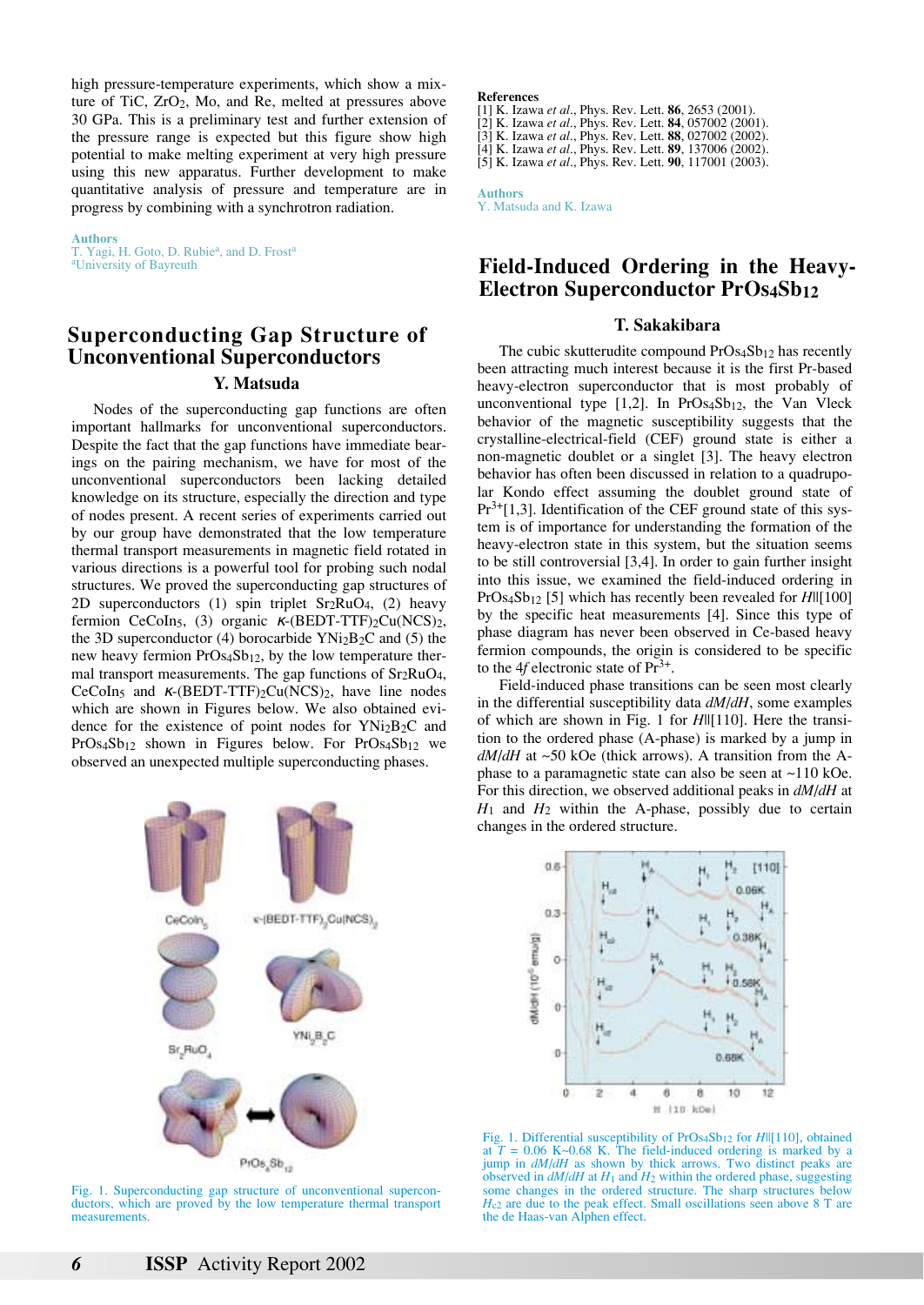high pressure-temperature experiments, which show a mixture of TiC, $ZrO_2$, Mo, and Re, melted at pressures above 30 GPa. This is a preliminary test and further extension of the pressure range is expected but this figure show high potential to make melting experiment at very high pressure using this new apparatus. Further development to make quantitative analysis of pressure and temperature are in progress by combining with a synchrotron radiation.

**Authors**
T. Yagi, H. Goto, D. Rubie[a], and D. Frost[a]
[a]University of Bayreuth

## Superconducting Gap Structure of Unconventional Superconductors

### Y. Matsuda

Nodes of the superconducting gap functions are often important hallmarks for unconventional superconductors. Despite the fact that the gap functions have immediate bearings on the pairing mechanism, we have for most of the unconventional superconductors been lacking detailed knowledge on its structure, especially the direction and type of nodes present. A recent series of experiments carried out by our group have demonstrated that the low temperature thermal transport measurements in magnetic field rotated in various directions is a powerful tool for probing such nodal structures. We proved the superconducting gap structures of 2D superconductors (1) spin triplet $Sr_2RuO_4$, (2) heavy fermion $CeCoIn_5$, (3) organic $\kappa$-(BEDT-TTF)$_2$Cu(NCS)$_2$, the 3D superconductor (4) borocarbide $YNi_2B_2C$ and (5) the new heavy fermion $PrOs_4Sb_{12}$, by the low temperature thermal transport measurements. The gap functions of $Sr_2RuO_4$, $CeCoIn_5$ and $\kappa$-(BEDT-TTF)$_2$Cu(NCS)$_2$, have line nodes which are shown in Figures below. We also obtained evidence for the existence of point nodes for $YNi_2B_2C$ and $PrOs_4Sb_{12}$ shown in Figures below. For $PrOs_4Sb_{12}$ we observed an unexpected multiple superconducting phases.

Fig. 1. Superconducting gap structure of unconventional superconductors, which are proved by the low temperature thermal transport measurements.

**References**
[1] K. Izawa *et al*., Phys. Rev. Lett. **86**, 2653 (2001).
[2] K. Izawa *et al*., Phys. Rev. Lett. **84**, 057002 (2001).
[3] K. Izawa *et al*., Phys. Rev. Lett. **88**, 027002 (2002).
[4] K. Izawa *et al*., Phys. Rev. Lett. **89**, 137006 (2002).
[5] K. Izawa *et al*., Phys. Rev. Lett. **90**, 117001 (2003).

**Authors**
Y. Matsuda and K. Izawa

## Field-Induced Ordering in the Heavy-Electron Superconductor $PrOs_4Sb_{12}$

### T. Sakakibara

The cubic skutterudite compound $PrOs_4Sb_{12}$ has recently been attracting much interest because it is the first Pr-based heavy-electron superconductor that is most probably of unconventional type [1,2]. In $PrOs_4Sb_{12}$, the Van Vleck behavior of the magnetic susceptibility suggests that the crystalline-electrical-field (CEF) ground state is either a non-magnetic doublet or a singlet [3]. The heavy electron behavior has often been discussed in relation to a quadrupolar Kondo effect assuming the doublet ground state of $Pr^{3+}$[1,3]. Identification of the CEF ground state of this system is of importance for understanding the formation of the heavy-electron state in this system, but the situation seems to be still controversial [3,4]. In order to gain further insight into this issue, we examined the field-induced ordering in $PrOs_4Sb_{12}$ [5] which has recently been revealed for $H$||[100] by the specific heat measurements [4]. Since this type of phase diagram has never been observed in Ce-based heavy fermion compounds, the origin is considered to be specific to the 4*f* electronic state of $Pr^{3+}$.

Field-induced phase transitions can be seen most clearly in the differential susceptibility data $dM/dH$, some examples of which are shown in Fig. 1 for $H$||[110]. Here the transition to the ordered phase (A-phase) is marked by a jump in $dM/dH$ at ~50 kOe (thick arrows). A transition from the A-phase to a paramagnetic state can also be seen at ~110 kOe. For this direction, we observed additional peaks in $dM/dH$ at $H_1$ and $H_2$ within the A-phase, possibly due to certain changes in the ordered structure.

Fig. 1. Differential susceptibility of $PrOs_4Sb_{12}$ for $H$||[110], obtained at $T$ = 0.06 K~0.68 K. The field-induced ordering is marked by a jump in $dM/dH$ as shown by thick arrows. Two distinct peaks are observed in $dM/dH$ at $H_1$ and $H_2$ within the ordered phase, suggesting some changes in the ordered structure. The sharp structures below $H_{c2}$ are due to the peak effect. Small oscillations seen above 8 T are the de Haas-van Alphen effect.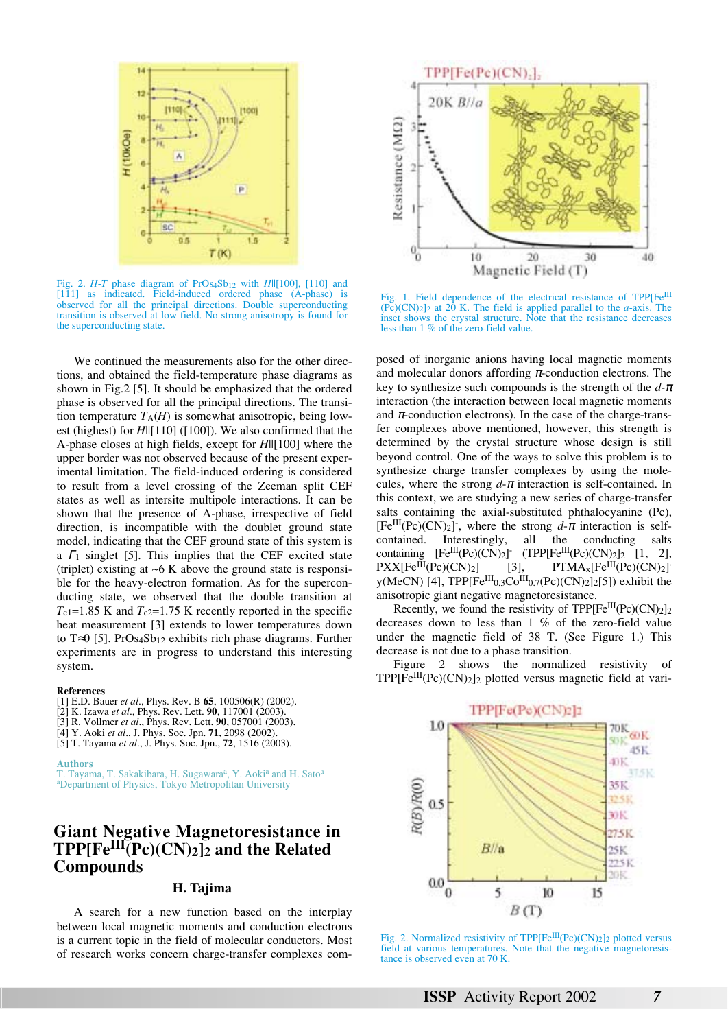Fig. 2. *H-T* phase diagram of $PrOs_4Sb_{12}$ with *H*||[100], [110] and [111] as indicated. Field-induced ordered phase (A-phase) is observed for all the principal directions. Double superconducting transition is observed at low field. No strong anisotropy is found for the superconducting state.

We continued the measurements also for the other directions, and obtained the field-temperature phase diagrams as shown in Fig.2 [5]. It should be emphasized that the ordered phase is observed for all the principal directions. The transition temperature $T_A(H)$ is somewhat anisotropic, being lowest (highest) for *H*||[110] ([100]). We also confirmed that the A-phase closes at high fields, except for *H*||[100] where the upper border was not observed because of the present experimental limitation. The field-induced ordering is considered to result from a level crossing of the Zeeman split CEF states as well as intersite multipole interactions. It can be shown that the presence of A-phase, irrespective of field direction, is incompatible with the doublet ground state model, indicating that the CEF ground state of this system is a $\Gamma_1$ singlet [5]. This implies that the CEF excited state (triplet) existing at ~6 K above the ground state is responsible for the heavy-electron formation. As for the superconducting state, we observed that the double transition at $T_{c1}$=1.85 K and $T_{c2}$=1.75 K recently reported in the specific heat measurement [3] extends to lower temperatures down to T≈0 [5]. $PrOs_4Sb_{12}$ exhibits rich phase diagrams. Further experiments are in progress to understand this interesting system.

**References**

[1] E.D. Bauer *et al*., Phys. Rev. B **65**, 100506(R) (2002).
[2] K. Izawa *et al*., Phys. Rev. Lett. **90**, 117001 (2003).
[3] R. Vollmer *et al*., Phys. Rev. Lett. **90**, 057001 (2003).
[4] Y. Aoki *et al*., J. Phys. Soc. Jpn. **71**, 2098 (2002).
[5] T. Tayama *et al*., J. Phys. Soc. Jpn., **72**, 1516 (2003).

**Authors**
T. Tayama, T. Sakakibara, H. Sugawara[a], Y. Aoki[a] and H. Sato[a]
[a]Department of Physics, Tokyo Metropolitan University

# Giant Negative Magnetoresistance in TPP[$Fe^{III}$(Pc)$(CN)_2$]$_2$ and the Related Compounds

### H. Tajima

A search for a new function based on the interplay between local magnetic moments and conduction electrons is a current topic in the field of molecular conductors. Most of research works concern charge-transfer complexes composed of inorganic anions having local magnetic moments and molecular donors affording $\pi$-conduction electrons. The key to synthesize such compounds is the strength of the $d$-$\pi$ interaction (the interaction between local magnetic moments and $\pi$-conduction electrons). In the case of the charge-transfer complexes above mentioned, however, this strength is determined by the crystal structure whose design is still beyond control. One of the ways to solve this problem is to synthesize charge transfer complexes by using the molecules, where the strong $d$-$\pi$ interaction is self-contained. In this context, we are studying a new series of charge-transfer salts containing the axial-substituted phthalocyanine (Pc), [$Fe^{III}$(Pc)$(CN)_2$]$^-$, where the strong $d$-$\pi$ interaction is self-contained. Interestingly, all the conducting salts containing [$Fe^{III}$(Pc)$(CN)_2$]$^-$ (TPP[$Fe^{III}$(Pc)$(CN)_2$]$_2$ [1, 2], PXX[$Fe^{III}$(Pc)$(CN)_2$] [3], PTMA$_x$[$Fe^{III}$(Pc)$(CN)_2$]$^-$y(MeCN) [4], TPP[$Fe^{III}_{0.3}Co^{III}_{0.7}$(Pc)$(CN)_2$]$_2$[5]) exhibit the anisotropic giant negative magnetoresistance.

Recently, we found the resistivity of TPP[$Fe^{III}$(Pc)$(CN)_2$]$_2$ decreases down to less than 1 % of the zero-field value under the magnetic field of 38 T. (See Figure 1.) This decrease is not due to a phase transition.

Fig. 1. Field dependence of the electrical resistance of TPP[$Fe^{III}$(Pc)$(CN)_2$]$_2$ at 20 K. The field is applied parallel to the *a*-axis. The inset shows the crystal structure. Note that the resistance decreases less than 1 % of the zero-field value.

Figure 2 shows the normalized resistivity of TPP[$Fe^{III}$(Pc)$(CN)_2$]$_2$ plotted versus magnetic field at vari-

Fig. 2. Normalized resistivity of TPP[$Fe^{III}$(Pc)$(CN)_2$]$_2$ plotted versus field at various temperatures. Note that the negative magnetoresistance is observed even at 70 K.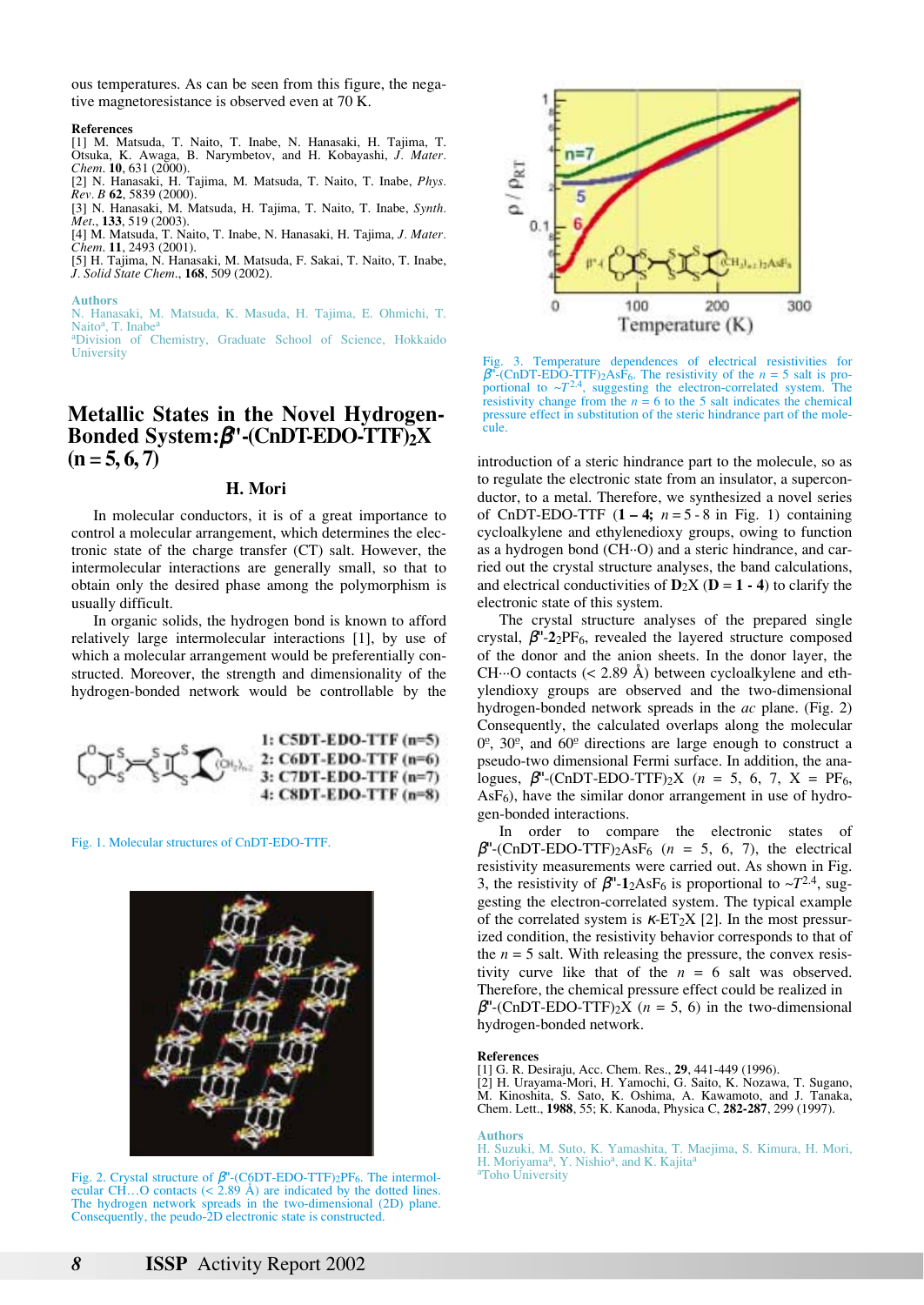ous temperatures. As can be seen from this figure, the negative magnetoresistance is observed even at 70 K.

**References**

[1] M. Matsuda, T. Naito, T. Inabe, N. Hanasaki, H. Tajima, T. Otsuka, K. Awaga, B. Narymbetov, and H. Kobayashi, *J. Mater. Chem.* **10**, 631 (2000).
[2] N. Hanasaki, H. Tajima, M. Matsuda, T. Naito, T. Inabe, *Phys. Rev. B* **62**, 5839 (2000).
[3] N. Hanasaki, M. Matsuda, H. Tajima, T. Naito, T. Inabe, *Synth. Met.*, **133**, 519 (2003).
[4] M. Matsuda, T. Naito, T. Inabe, N. Hanasaki, H. Tajima, *J. Mater. Chem.* **11**, 2493 (2001).
[5] H. Tajima, N. Hanasaki, M. Matsuda, F. Sakai, T. Naito, T. Inabe, *J. Solid State Chem.*, **168**, 509 (2002).

**Authors**

N. Hanasaki, M. Matsuda, K. Masuda, H. Tajima, E. Ohmichi, T. Naito[a], T. Inabe[a]
[a]Division of Chemistry, Graduate School of Science, Hokkaido University

# Metallic States in the Novel Hydrogen-Bonded System: $\beta$''-(CnDT-EDO-TTF)$_2$X (n = 5, 6, 7)

**H. Mori**

In molecular conductors, it is of a great importance to control a molecular arrangement, which determines the electronic state of the charge transfer (CT) salt. However, the intermolecular interactions are generally small, so that to obtain only the desired phase among the polymorphism is usually difficult.

In organic solids, the hydrogen bond is known to afford relatively large intermolecular interactions [1], by use of which a molecular arrangement would be preferentially constructed. Moreover, the strength and dimensionality of the hydrogen-bonded network would be controllable by the introduction of a steric hindrance part to the molecule, so as to regulate the electronic state from an insulator, a superconductor, to a metal. Therefore, we synthesized a novel series of CnDT-EDO-TTF (**1 – 4;** $n$ = 5 - 8 in Fig. 1) containing cycloalkylene and ethylenedioxy groups, owing to function as a hydrogen bond (CH··O) and a steric hindrance, and carried out the crystal structure analyses, the band calculations, and electrical conductivities of **D**$_2$X (**D** = **1 - 4**) to clarify the electronic state of this system.

1: C5DT-EDO-TTF (n=5)
2: C6DT-EDO-TTF (n=6)
3: C7DT-EDO-TTF (n=7)
4: C8DT-EDO-TTF (n=8)

Fig. 1. Molecular structures of CnDT-EDO-TTF.

Fig. 2. Crystal structure of $\beta$''-(C6DT-EDO-TTF)$_2$PF$_6$. The intermolecular CH…O contacts (< 2.89 Å) are indicated by the dotted lines. The hydrogen network spreads in the two-dimensional (2D) plane. Consequently, the peudo-2D electronic state is constructed.

Fig. 3. Temperature dependences of electrical resistivities for $\beta$''-(CnDT-EDO-TTF)$_2$AsF$_6$. The resistivity of the $n$ = 5 salt is proportional to ~$T^{2.4}$, suggesting the electron-correlated system. The resistivity change from the $n$ = 6 to the 5 salt indicates the chemical pressure effect in substitution of the steric hindrance part of the molecule.

The crystal structure analyses of the prepared single crystal, $\beta$''-**2**$_2$PF$_6$, revealed the layered structure composed of the donor and the anion sheets. In the donor layer, the CH···O contacts (< 2.89 Å) between cycloalkylene and ethylenedioxy groups are observed and the two-dimensional hydrogen-bonded network spreads in the *ac* plane. (Fig. 2) Consequently, the calculated overlaps along the molecular 0º, 30º, and 60º directions are large enough to construct a pseudo-two dimensional Fermi surface. In addition, the analogues, $\beta$''-(CnDT-EDO-TTF)$_2$X ($n$ = 5, 6, 7, X = PF$_6$, AsF$_6$), have the similar donor arrangement in use of hydrogen-bonded interactions.

In order to compare the electronic states of $\beta$''-(CnDT-EDO-TTF)$_2$AsF$_6$ ($n$ = 5, 6, 7), the electrical resistivity measurements were carried out. As shown in Fig. 3, the resistivity of $\beta$''-**1**$_2$AsF$_6$ is proportional to ~$T^{2.4}$, suggesting the electron-correlated system. The typical example of the correlated system is $\kappa$-ET$_2$X [2]. In the most pressurized condition, the resistivity behavior corresponds to that of the $n$ = 5 salt. With releasing the pressure, the convex resistivity curve like that of the $n$ = 6 salt was observed. Therefore, the chemical pressure effect could be realized in $\beta$''-(CnDT-EDO-TTF)$_2$X ($n$ = 5, 6) in the two-dimensional hydrogen-bonded network.

**References**

[1] G. R. Desiraju, Acc. Chem. Res., **29**, 441-449 (1996).
[2] H. Urayama-Mori, H. Yamochi, G. Saito, K. Nozawa, T. Sugano, M. Kinoshita, S. Sato, K. Oshima, A. Kawamoto, and J. Tanaka, Chem. Lett., **1988**, 55; K. Kanoda, Physica C, **282-287**, 299 (1997).

**Authors**

H. Suzuki, M. Suto, K. Yamashita, T. Maejima, S. Kimura, H. Mori, H. Moriyama[a], Y. Nishio[a], and K. Kajita[a]
[a]Toho University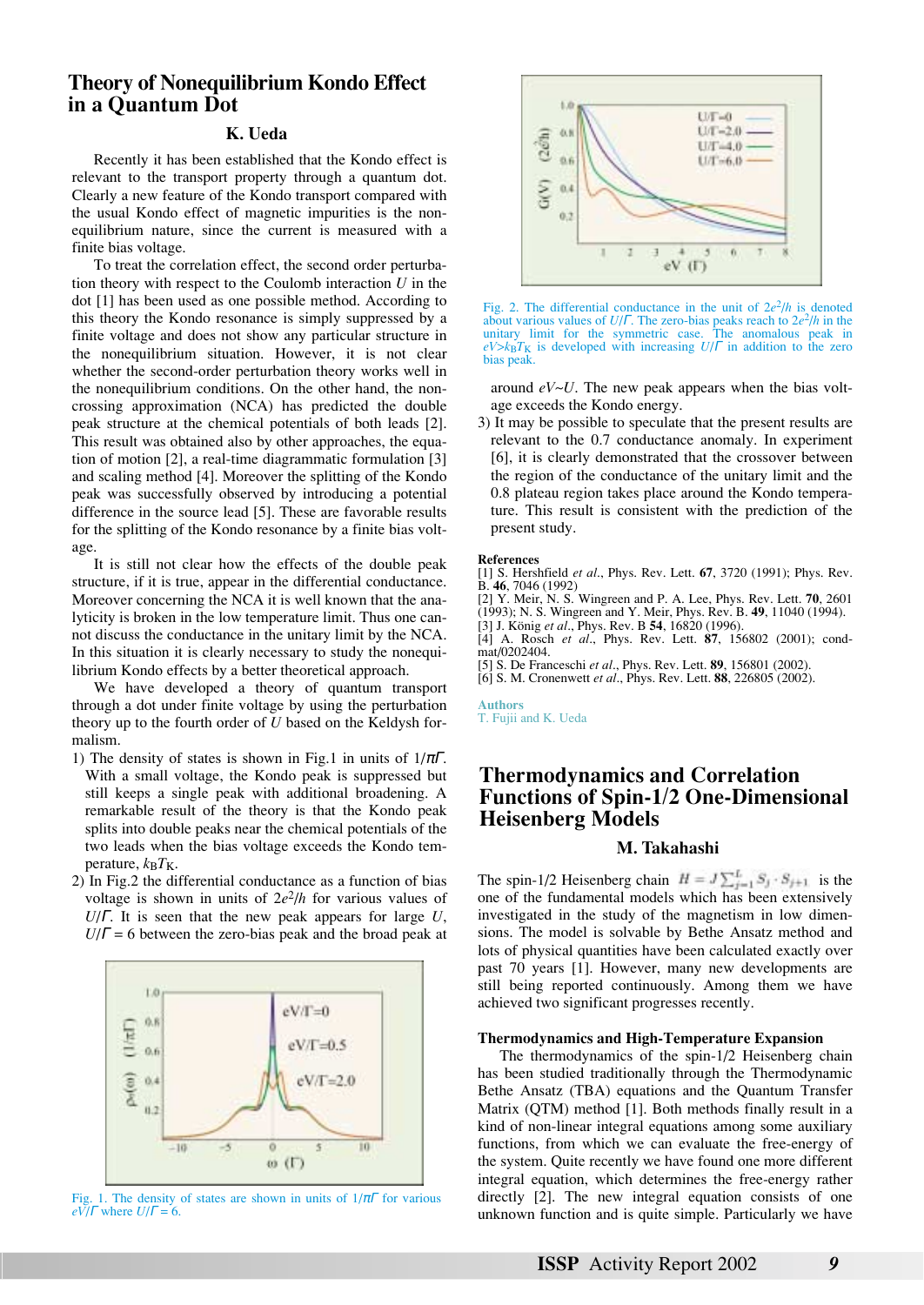# Theory of Nonequilibrium Kondo Effect in a Quantum Dot

### K. Ueda

Recently it has been established that the Kondo effect is relevant to the transport property through a quantum dot. Clearly a new feature of the Kondo transport compared with the usual Kondo effect of magnetic impurities is the nonequilibrium nature, since the current is measured with a finite bias voltage.

To treat the correlation effect, the second order perturbation theory with respect to the Coulomb interaction $U$ in the dot [1] has been used as one possible method. According to this theory the Kondo resonance is simply suppressed by a finite voltage and does not show any particular structure in the nonequilibrium situation. However, it is not clear whether the second-order perturbation theory works well in the nonequilibrium conditions. On the other hand, the noncrossing approximation (NCA) has predicted the double peak structure at the chemical potentials of both leads [2]. This result was obtained also by other approaches, the equation of motion [2], a real-time diagrammatic formulation [3] and scaling method [4]. Moreover the splitting of the Kondo peak was successfully observed by introducing a potential difference in the source lead [5]. These are favorable results for the splitting of the Kondo resonance by a finite bias voltage.

It is still not clear how the effects of the double peak structure, if it is true, appear in the differential conductance. Moreover concerning the NCA it is well known that the analyticity is broken in the low temperature limit. Thus one cannot discuss the conductance in the unitary limit by the NCA. In this situation it is clearly necessary to study the nonequilibrium Kondo effects by a better theoretical approach.

We have developed a theory of quantum transport through a dot under finite voltage by using the perturbation theory up to the fourth order of $U$ based on the Keldysh formalism.

1) The density of states is shown in Fig.1 in units of $1/\pi\Gamma$. With a small voltage, the Kondo peak is suppressed but still keeps a single peak with additional broadening. A remarkable result of the theory is that the Kondo peak splits into double peaks near the chemical potentials of the two leads when the bias voltage exceeds the Kondo temperature, $k_BT_K$.
2) In Fig.2 the differential conductance as a function of bias voltage is shown in units of $2e^2/h$ for various values of $U/\Gamma$. It is seen that the new peak appears for large $U$, $U/\Gamma = 6$ between the zero-bias peak and the broad peak at around $eV \sim U$. The new peak appears when the bias voltage exceeds the Kondo energy.
3) It may be possible to speculate that the present results are relevant to the 0.7 conductance anomaly. In experiment [6], it is clearly demonstrated that the crossover between the region of the conductance of the unitary limit and the 0.8 plateau region takes place around the Kondo temperature. This result is consistent with the prediction of the present study.

Fig. 1. The density of states are shown in units of $1/\pi\Gamma$ for various $eV/\Gamma$ where $U/\Gamma = 6$.

Fig. 2. The differential conductance in the unit of $2e^2/h$ is denoted about various values of $U/\Gamma$. The zero-bias peaks reach to $2e^2/h$ in the unitary limit for the symmetric case. The anomalous peak in $eV > k_BT_K$ is developed with increasing $U/\Gamma$ in addition to the zero bias peak.

**References**

[1] S. Hershfield *et al.*, Phys. Rev. Lett. **67**, 3720 (1991); Phys. Rev. B. **46**, 7046 (1992)
[2] Y. Meir, N. S. Wingreen and P. A. Lee, Phys. Rev. Lett. **70**, 2601 (1993); N. S. Wingreen and Y. Meir, Phys. Rev. B. **49**, 11040 (1994).
[3] J. König *et al.*, Phys. Rev. B **54**, 16820 (1996).
[4] A. Rosch *et al.*, Phys. Rev. Lett. **87**, 156802 (2001); cond-mat/0202404.
[5] S. De Franceschi *et al.*, Phys. Rev. Lett. **89**, 156801 (2002).
[6] S. M. Cronenwett *et al.*, Phys. Rev. Lett. **88**, 226805 (2002).

**Authors**
T. Fujii and K. Ueda

# Thermodynamics and Correlation Functions of Spin-1/2 One-Dimensional Heisenberg Models

### M. Takahashi

The spin-1/2 Heisenberg chain $H = J\sum_{j=1}^{L} S_j \cdot S_{j+1}$ is the one of the fundamental models which has been extensively investigated in the study of the magnetism in low dimensions. The model is solvable by Bethe Ansatz method and lots of physical quantities have been calculated exactly over past 70 years [1]. However, many new developments are still being reported continuously. Among them we have achieved two significant progresses recently.

**Thermodynamics and High-Temperature Expansion**

The thermodynamics of the spin-1/2 Heisenberg chain has been studied traditionally through the Thermodynamic Bethe Ansatz (TBA) equations and the Quantum Transfer Matrix (QTM) method [1]. Both methods finally result in a kind of non-linear integral equations among some auxiliary functions, from which we can evaluate the free-energy of the system. Quite recently we have found one more different integral equation, which determines the free-energy rather directly [2]. The new integral equation consists of one unknown function and is quite simple. Particularly we have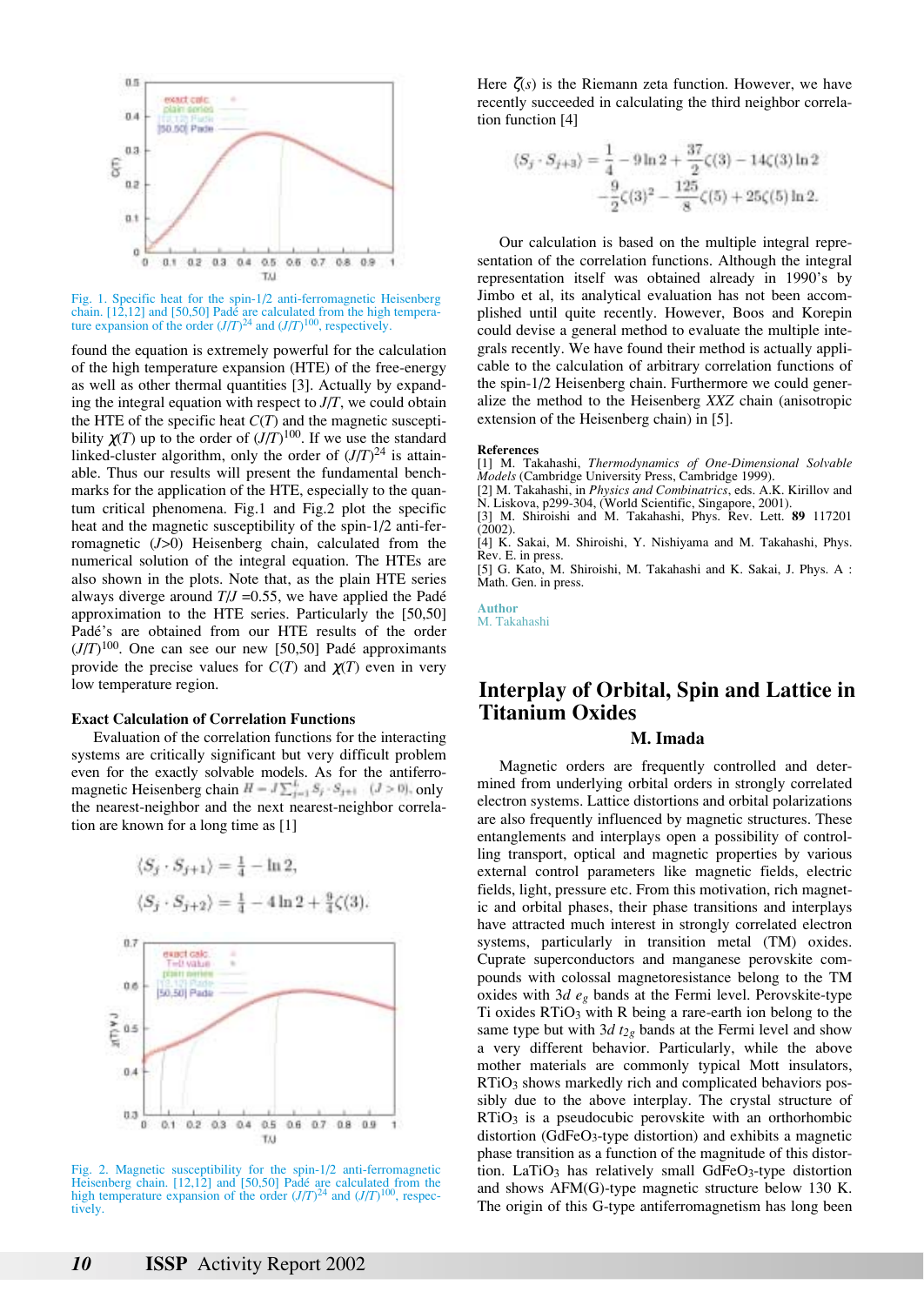Fig. 1. Specific heat for the spin-1/2 anti-ferromagnetic Heisenberg chain. [12,12] and [50,50] Padé are calculated from the high temperature expansion of the order $(J/T)^{24}$ and $(J/T)^{100}$, respectively.

found the equation is extremely powerful for the calculation of the high temperature expansion (HTE) of the free-energy as well as other thermal quantities [3]. Actually by expanding the integral equation with respect to $J/T$, we could obtain the HTE of the specific heat $C(T)$ and the magnetic susceptibility $\chi(T)$ up to the order of $(J/T)^{100}$. If we use the standard linked-cluster algorithm, only the order of $(J/T)^{24}$ is attainable. Thus our results will present the fundamental benchmarks for the application of the HTE, especially to the quantum critical phenomena. Fig.1 and Fig.2 plot the specific heat and the magnetic susceptibility of the spin-1/2 anti-ferromagnetic ($J$>0) Heisenberg chain, calculated from the numerical solution of the integral equation. The HTEs are also shown in the plots. Note that, as the plain HTE series always diverge around $T/J$ =0.55, we have applied the Padé approximation to the HTE series. Particularly the [50,50] Padé's are obtained from our HTE results of the order $(J/T)^{100}$. One can see our new [50,50] Padé approximants provide the precise values for $C(T)$ and $\chi(T)$ even in very low temperature region.

### Exact Calculation of Correlation Functions

Evaluation of the correlation functions for the interacting systems are critically significant but very difficult problem even for the exactly solvable models. As for the antiferromagnetic Heisenberg chain $H = J\sum_{j=1}^{L} S_j \cdot S_{j+1}$ $(J>0)$, only the nearest-neighbor and the next nearest-neighbor correlation are known for a long time as [1]

$$\langle S_j \cdot S_{j+1} \rangle = \tfrac{1}{4} - \ln 2,$$

$$\langle S_j \cdot S_{j+2} \rangle = \tfrac{1}{4} - 4\ln 2 + \tfrac{9}{4}\zeta(3).$$

Fig. 2. Magnetic susceptibility for the spin-1/2 anti-ferromagnetic Heisenberg chain. [12,12] and [50,50] Padé are calculated from the high temperature expansion of the order $(J/T)^{24}$ and $(J/T)^{100}$, respectively.

Here $\zeta(s)$ is the Riemann zeta function. However, we have recently succeeded in calculating the third neighbor correlation function [4]

$$\langle S_j \cdot S_{j+3} \rangle = \frac{1}{4} - 9\ln 2 + \frac{37}{2}\zeta(3) - 14\zeta(3)\ln 2 - \frac{9}{2}\zeta(3)^2 - \frac{125}{8}\zeta(5) + 25\zeta(5)\ln 2.$$

Our calculation is based on the multiple integral representation of the correlation functions. Although the integral representation itself was obtained already in 1990's by Jimbo et al, its analytical evaluation has not been accomplished until quite recently. However, Boos and Korepin could devise a general method to evaluate the multiple integrals recently. We have found their method is actually applicable to the calculation of arbitrary correlation functions of the spin-1/2 Heisenberg chain. Furthermore we could generalize the method to the Heisenberg $XXZ$ chain (anisotropic extension of the Heisenberg chain) in [5].

**References**

[1] M. Takahashi, *Thermodynamics of One-Dimensional Solvable Models* (Cambridge University Press, Cambridge 1999).
[2] M. Takahashi, in *Physics and Combinatrics*, eds. A.K. Kirillov and N. Liskova, p299-304, (World Scientific, Singapore, 2001).
[3] M. Shiroishi and M. Takahashi, Phys. Rev. Lett. **89** 117201 (2002).
[4] K. Sakai, M. Shiroishi, Y. Nishiyama and M. Takahashi, Phys. Rev. E. in press.
[5] G. Kato, M. Shiroishi, M. Takahashi and K. Sakai, J. Phys. A : Math. Gen. in press.

**Author**
M. Takahashi

# Interplay of Orbital, Spin and Lattice in Titanium Oxides

### M. Imada

Magnetic orders are frequently controlled and determined from underlying orbital orders in strongly correlated electron systems. Lattice distortions and orbital polarizations are also frequently influenced by magnetic structures. These entanglements and interplays open a possibility of controlling transport, optical and magnetic properties by various external control parameters like magnetic fields, electric fields, light, pressure etc. From this motivation, rich magnetic and orbital phases, their phase transitions and interplays have attracted much interest in strongly correlated electron systems, particularly in transition metal (TM) oxides. Cuprate superconductors and manganese perovskite compounds with colossal magnetoresistance belong to the TM oxides with $3d$ $e_g$ bands at the Fermi level. Perovskite-type Ti oxides $RTiO_3$ with R being a rare-earth ion belong to the same type but with $3d$ $t_{2g}$ bands at the Fermi level and show a very different behavior. Particularly, while the above mother materials are commonly typical Mott insulators, $RTiO_3$ shows markedly rich and complicated behaviors possibly due to the above interplay. The crystal structure of $RTiO_3$ is a pseudocubic perovskite with an orthorhombic distortion ($GdFeO_3$-type distortion) and exhibits a magnetic phase transition as a function of the magnitude of this distortion. $LaTiO_3$ has relatively small $GdFeO_3$-type distortion and shows AFM(G)-type magnetic structure below 130 K. The origin of this G-type antiferromagnetism has long been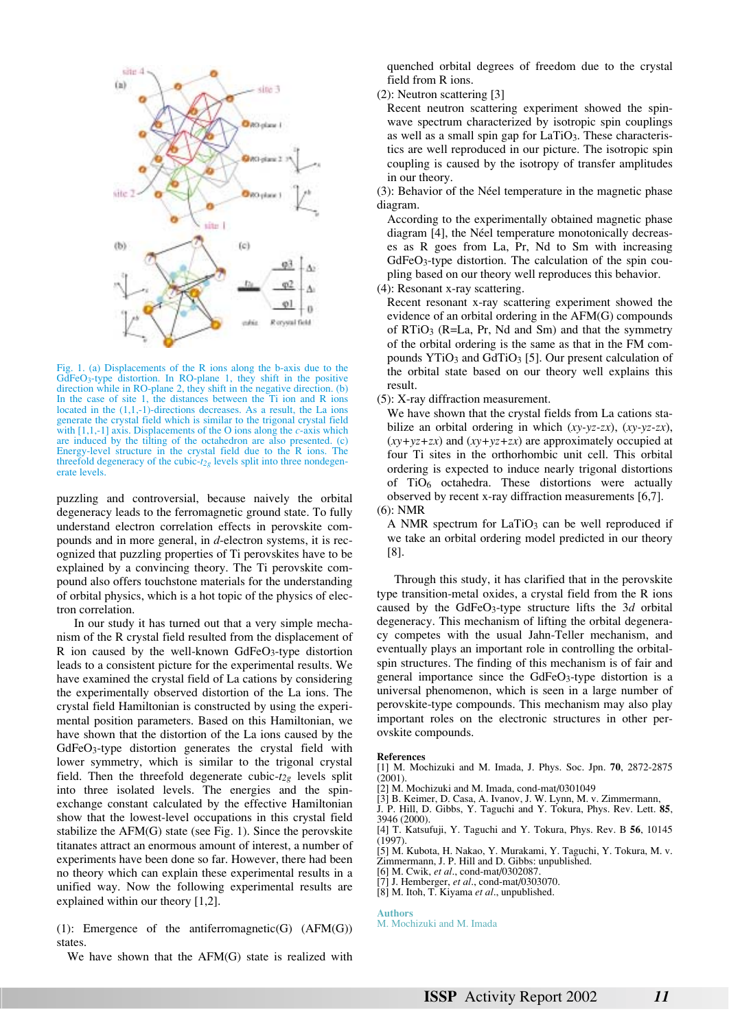Fig. 1. (a) Displacements of the R ions along the b-axis due to the $GdFeO_3$-type distortion. In RO-plane 1, they shift in the positive direction while in RO-plane 2, they shift in the negative direction. (b) In the case of site 1, the distances between the Ti ion and R ions located in the (1,1,-1)-directions decreases. As a result, the La ions generate the crystal field which is similar to the trigonal crystal field with [1,1,-1] axis. Displacements of the O ions along the *c*-axis which are induced by the tilting of the octahedron are also presented. (c) Energy-level structure in the crystal field due to the R ions. The threefold degeneracy of the cubic-$t_{2g}$ levels split into three nondegenerate levels.

puzzling and controversial, because naively the orbital degeneracy leads to the ferromagnetic ground state. To fully understand electron correlation effects in perovskite compounds and in more general, in *d*-electron systems, it is recognized that puzzling properties of Ti perovskites have to be explained by a convincing theory. The Ti perovskite compound also offers touchstone materials for the understanding of orbital physics, which is a hot topic of the physics of electron correlation.

In our study it has turned out that a very simple mechanism of the R crystal field resulted from the displacement of R ion caused by the well-known $GdFeO_3$-type distortion leads to a consistent picture for the experimental results. We have examined the crystal field of La cations by considering the experimentally observed distortion of the La ions. The crystal field Hamiltonian is constructed by using the experimental position parameters. Based on this Hamiltonian, we have shown that the distortion of the La ions caused by the $GdFeO_3$-type distortion generates the crystal field with lower symmetry, which is similar to the trigonal crystal field. Then the threefold degenerate cubic-$t_{2g}$ levels split into three isolated levels. The energies and the spin-exchange constant calculated by the effective Hamiltonian show that the lowest-level occupations in this crystal field stabilize the AFM(G) state (see Fig. 1). Since the perovskite titanates attract an enormous amount of interest, a number of experiments have been done so far. However, there had been no theory which can explain these experimental results in a unified way. Now the following experimental results are explained within our theory [1,2].

(1): Emergence of the antiferromagnetic(G) (AFM(G)) states.

We have shown that the AFM(G) state is realized with quenched orbital degrees of freedom due to the crystal field from R ions.

(2): Neutron scattering [3]

Recent neutron scattering experiment showed the spin-wave spectrum characterized by isotropic spin couplings as well as a small spin gap for $LaTiO_3$. These characteristics are well reproduced in our picture. The isotropic spin coupling is caused by the isotropy of transfer amplitudes in our theory.

(3): Behavior of the Néel temperature in the magnetic phase diagram.

According to the experimentally obtained magnetic phase diagram [4], the Néel temperature monotonically decreases as R goes from La, Pr, Nd to Sm with increasing $GdFeO_3$-type distortion. The calculation of the spin coupling based on our theory well reproduces this behavior.

(4): Resonant x-ray scattering.

Recent resonant x-ray scattering experiment showed the evidence of an orbital ordering in the AFM(G) compounds of $RTiO_3$ (R=La, Pr, Nd and Sm) and that the symmetry of the orbital ordering is the same as that in the FM compounds $YTiO_3$ and $GdTiO_3$ [5]. Our present calculation of the orbital state based on our theory well explains this result.

(5): X-ray diffraction measurement.

We have shown that the crystal fields from La cations stabilize an orbital ordering in which $(xy$-$yz$-$zx)$, $(xy$-$yz$-$zx)$, $(xy$+$yz$+$zx)$ and $(xy$+$yz$+$zx)$ are approximately occupied at four Ti sites in the orthorhombic unit cell. This orbital ordering is expected to induce nearly trigonal distortions of $TiO_6$ octahedra. These distortions were actually observed by recent x-ray diffraction measurements [6,7].

(6): NMR

A NMR spectrum for $LaTiO_3$ can be well reproduced if we take an orbital ordering model predicted in our theory [8].

Through this study, it has clarified that in the perovskite type transition-metal oxides, a crystal field from the R ions caused by the $GdFeO_3$-type structure lifts the 3*d* orbital degeneracy. This mechanism of lifting the orbital degeneracy competes with the usual Jahn-Teller mechanism, and eventually plays an important role in controlling the orbital-spin structures. The finding of this mechanism is of fair and general importance since the $GdFeO_3$-type distortion is a universal phenomenon, which is seen in a large number of perovskite-type compounds. This mechanism may also play important roles on the electronic structures in other perovskite compounds.

**References**

[1] M. Mochizuki and M. Imada, J. Phys. Soc. Jpn. **70**, 2872-2875 (2001).
[2] M. Mochizuki and M. Imada, cond-mat/0301049
[3] B. Keimer, D. Casa, A. Ivanov, J. W. Lynn, M. v. Zimmermann, J. P. Hill, D. Gibbs, Y. Taguchi and Y. Tokura, Phys. Rev. Lett. **85**, 3946 (2000).
[4] T. Katsufuji, Y. Taguchi and Y. Tokura, Phys. Rev. B **56**, 10145 (1997).
[5] M. Kubota, H. Nakao, Y. Murakami, Y. Taguchi, Y. Tokura, M. v. Zimmermann, J. P. Hill and D. Gibbs: unpublished.
[6] M. Cwik, *et al*., cond-mat/0302087.
[7] J. Hemberger, *et al*., cond-mat/0303070.
[8] M. Itoh, T. Kiyama *et al*., unpublished.

**Authors**

M. Mochizuki and M. Imada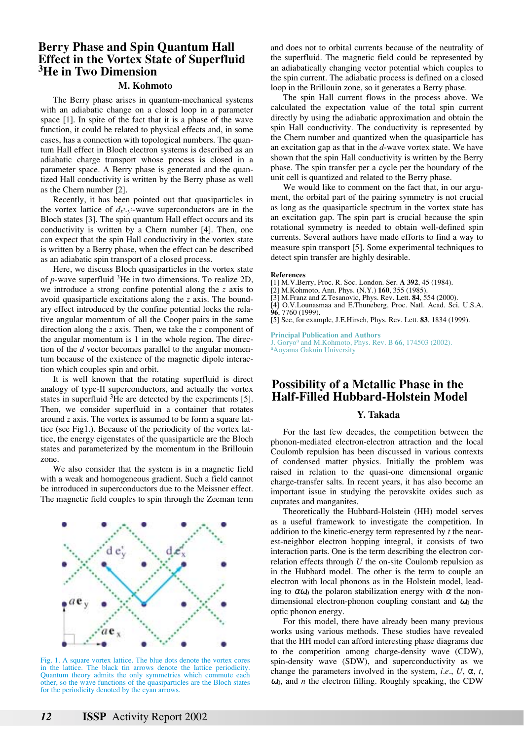# Berry Phase and Spin Quantum Hall Effect in the Vortex State of Superfluid $^3$He in Two Dimension

### M. Kohmoto

The Berry phase arises in quantum-mechanical systems with an adiabatic change on a closed loop in a parameter space [1]. In spite of the fact that it is a phase of the wave function, it could be related to physical effects and, in some cases, has a connection with topological numbers. The quantum Hall effect in Bloch electron systems is described as an adiabatic charge transport whose process is closed in a parameter space. A Berry phase is generated and the quantized Hall conductivity is written by the Berry phase as well as the Chern number [2].

Recently, it has been pointed out that quasiparticles in the vortex lattice of $d_{x^2-y^2}$-wave superconductors are in the Bloch states [3]. The spin quantum Hall effect occurs and its conductivity is written by a Chern number [4]. Then, one can expect that the spin Hall conductivity in the vortex state is written by a Berry phase, when the effect can be described as an adiabatic spin transport of a closed process.

Here, we discuss Bloch quasiparticles in the vortex state of *p*-wave superfluid $^3$He in two dimensions. To realize 2D, we introduce a strong confine potential along the *z* axis to avoid quasiparticle excitations along the *z* axis. The boundary effect introduced by the confine potential locks the relative angular momentum of all the Cooper pairs in the same direction along the *z* axis. Then, we take the *z* component of the angular momentum is 1 in the whole region. The direction of the *d* vector becomes parallel to the angular momentum because of the existence of the magnetic dipole interaction which couples spin and orbit.

It is well known that the rotating superfluid is direct analogy of type-II superconductors, and actually the vortex states in superfluid $^3$He are detected by the experiments [5]. Then, we consider superfluid in a container that rotates around *z* axis. The vortex is assumed to be form a square lattice (see Fig1.). Because of the periodicity of the vortex lattice, the energy eigenstates of the quasiparticle are the Bloch states and parameterized by the momentum in the Brillouin zone.

We also consider that the system is in a magnetic field with a weak and homogeneous gradient. Such a field cannot be introduced in superconductors due to the Meissner effect. The magnetic field couples to spin through the Zeeman term and does not to orbital currents because of the neutrality of the superfluid. The magnetic field could be represented by an adiabatically changing vector potential which couples to the spin current. The adiabatic process is defined on a closed loop in the Brillouin zone, so it generates a Berry phase.

Fig. 1. A square vortex lattice. The blue dots denote the vortex cores in the lattice. The black tin arrows denote the lattice periodicity. Quantum theory admits the only symmetries which commute each other, so the wave functions of the quasiparticles are the Bloch states for the periodicity denoted by the cyan arrows.

The spin Hall current flows in the process above. We calculated the expectation value of the total spin current directly by using the adiabatic approximation and obtain the spin Hall conductivity. The conductivity is represented by the Chern number and quantized when the quasiparticle has an excitation gap as that in the *d*-wave vortex state. We have shown that the spin Hall conductivity is written by the Berry phase. The spin transfer per a cycle per the boundary of the unit cell is quantized and related to the Berry phase.

We would like to comment on the fact that, in our argument, the orbital part of the pairing symmetry is not crucial as long as the quasiparticle spectrum in the vortex state has an excitation gap. The spin part is crucial because the spin rotational symmetry is needed to obtain well-defined spin currents. Several authors have made efforts to find a way to measure spin transport [5]. Some experimental techniques to detect spin transfer are highly desirable.

**References**

[1] M.V.Berry, Proc. R. Soc. London. Ser. **A 392**, 45 (1984).
[2] M.Kohmoto, Ann. Phys. (N.Y.) **160**, 355 (1985).
[3] M.Franz and Z.Tesanovic, Phys. Rev. Lett. **84**, 554 (2000).
[4] O.V.Lounasmaa and E.Thuneberg, Proc. Natl. Acad. Sci. U.S.A. **96**, 7760 (1999).
[5] See, for example, J.E.Hirsch, Phys. Rev. Lett. **83**, 1834 (1999).

**Principal Publication and Authors**

J. Goryo[a] and M.Kohmoto, Phys. Rev. B **66**, 174503 (2002).
[a]Aoyama Gakuin University

# Possibility of a Metallic Phase in the Half-Filled Hubbard-Holstein Model

### Y. Takada

For the last few decades, the competition between the phonon-mediated electron-electron attraction and the local Coulomb repulsion has been discussed in various contexts of condensed matter physics. Initially the problem was raised in relation to the quasi-one dimensional organic charge-transfer salts. In recent years, it has also become an important issue in studying the perovskite oxides such as cuprates and manganites.

Theoretically the Hubbard-Holstein (HH) model serves as a useful framework to investigate the competition. In addition to the kinetic-energy term represented by *t* the nearest-neighbor electron hopping integral, it consists of two interaction parts. One is the term describing the electron correlation effects through *U* the on-site Coulomb repulsion as in the Hubbard model. The other is the term to couple an electron with local phonons as in the Holstein model, leading to $\alpha\omega_0$ the polaron stabilization energy with $\alpha$ the nondimensional electron-phonon coupling constant and $\omega_0$ the optic phonon energy.

For this model, there have already been many previous works using various methods. These studies have revealed that the HH model can afford interesting phase diagrams due to the competition among charge-density wave (CDW), spin-density wave (SDW), and superconductivity as we change the parameters involved in the system, *i.e.*, *U*, $\alpha$, *t*, $\omega_0$, and *n* the electron filling. Roughly speaking, the CDW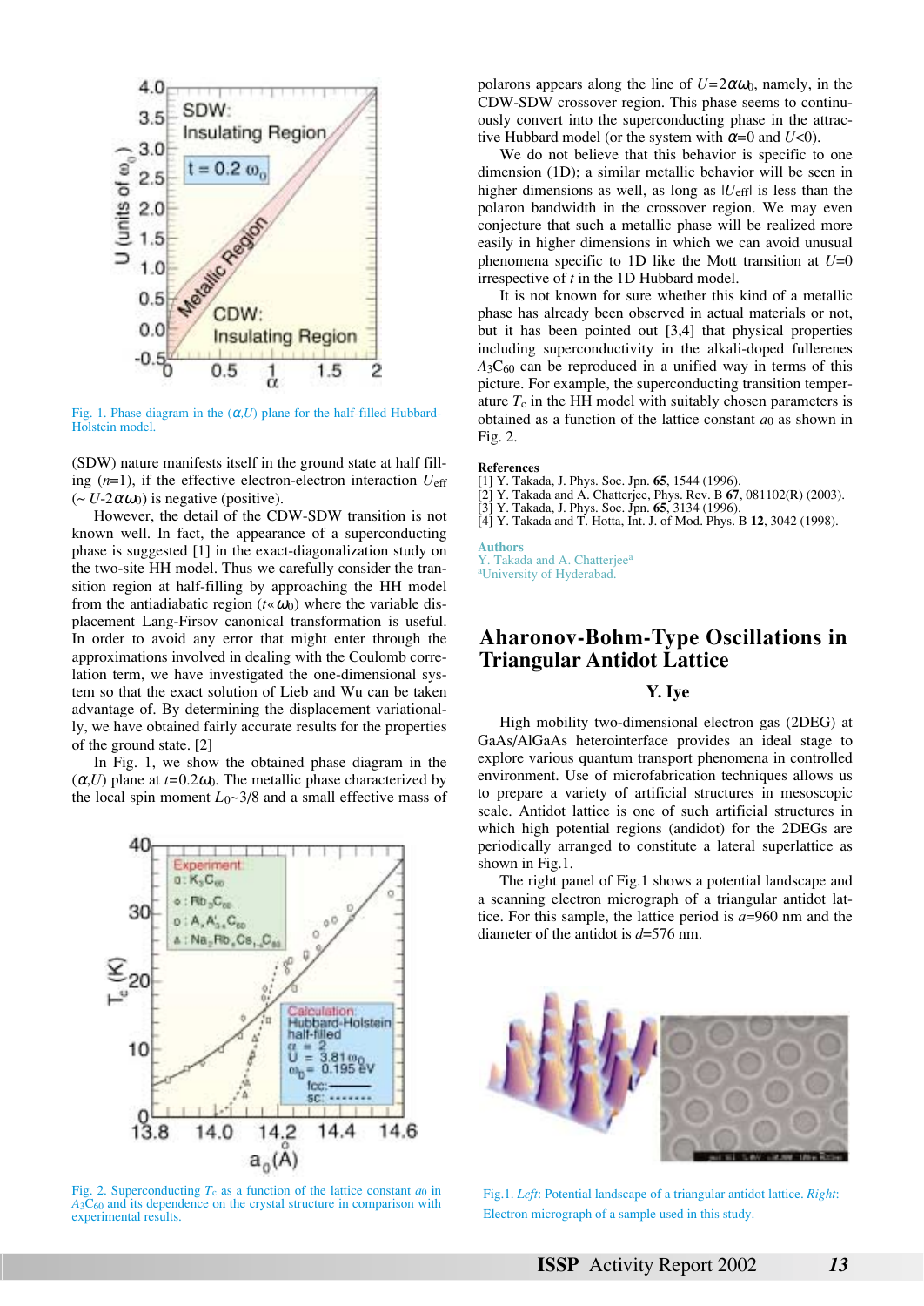Fig. 1. Phase diagram in the ($\alpha$,$U$) plane for the half-filled Hubbard-Holstein model.

(SDW) nature manifests itself in the ground state at half filling ($n$=1), if the effective electron-electron interaction $U_{\rm eff}$ ($\sim U$-2$\alpha\omega_0$) is negative (positive).

However, the detail of the CDW-SDW transition is not known well. In fact, the appearance of a superconducting phase is suggested [1] in the exact-diagonalization study on the two-site HH model. Thus we carefully consider the transition region at half-filling by approaching the HH model from the antiadiabatic region ($t$«$\omega_0$) where the variable displacement Lang-Firsov canonical transformation is useful. In order to avoid any error that might enter through the approximations involved in dealing with the Coulomb correlation term, we have investigated the one-dimensional system so that the exact solution of Lieb and Wu can be taken advantage of. By determining the displacement variationally, we have obtained fairly accurate results for the properties of the ground state. [2]

In Fig. 1, we show the obtained phase diagram in the ($\alpha$,$U$) plane at $t$=0.2$\omega_0$. The metallic phase characterized by the local spin moment $L_0$~3/8 and a small effective mass of polarons appears along the line of $U$=2$\alpha\omega_0$, namely, in the CDW-SDW crossover region. This phase seems to continuously convert into the superconducting phase in the attractive Hubbard model (or the system with $\alpha$=0 and $U$<0).

We do not believe that this behavior is specific to one dimension (1D); a similar metallic behavior will be seen in higher dimensions as well, as long as $|U_{\rm eff}|$ is less than the polaron bandwidth in the crossover region. We may even conjecture that such a metallic phase will be realized more easily in higher dimensions in which we can avoid unusual phenomena specific to 1D like the Mott transition at $U$=0 irrespective of $t$ in the 1D Hubbard model.

It is not known for sure whether this kind of a metallic phase has already been observed in actual materials or not, but it has been pointed out [3,4] that physical properties including superconductivity in the alkali-doped fullerenes $A_3C_{60}$ can be reproduced in a unified way in terms of this picture. For example, the superconducting transition temperature $T_c$ in the HH model with suitably chosen parameters is obtained as a function of the lattice constant $a_0$ as shown in Fig. 2.

Fig. 2. Superconducting $T_c$ as a function of the lattice constant $a_0$ in $A_3C_{60}$ and its dependence on the crystal structure in comparison with experimental results.

**References**

[1] Y. Takada, J. Phys. Soc. Jpn. **65**, 1544 (1996).
[2] Y. Takada and A. Chatterjee, Phys. Rev. B **67**, 081102(R) (2003).
[3] Y. Takada, J. Phys. Soc. Jpn. **65**, 3134 (1996).
[4] Y. Takada and T. Hotta, Int. J. of Mod. Phys. B **12**, 3042 (1998).

**Authors**
Y. Takada and A. Chatterjee[a]
[a]University of Hyderabad.

## Aharonov-Bohm-Type Oscillations in Triangular Antidot Lattice

### Y. Iye

High mobility two-dimensional electron gas (2DEG) at GaAs/AlGaAs heterointerface provides an ideal stage to explore various quantum transport phenomena in controlled environment. Use of microfabrication techniques allows us to prepare a variety of artificial structures in mesoscopic scale. Antidot lattice is one of such artificial structures in which high potential regions (andidot) for the 2DEGs are periodically arranged to constitute a lateral superlattice as shown in Fig.1.

The right panel of Fig.1 shows a potential landscape and a scanning electron micrograph of a triangular antidot lattice. For this sample, the lattice period is $a$=960 nm and the diameter of the antidot is $d$=576 nm.

Fig.1. *Left*: Potential landscape of a triangular antidot lattice. *Right*: Electron micrograph of a sample used in this study.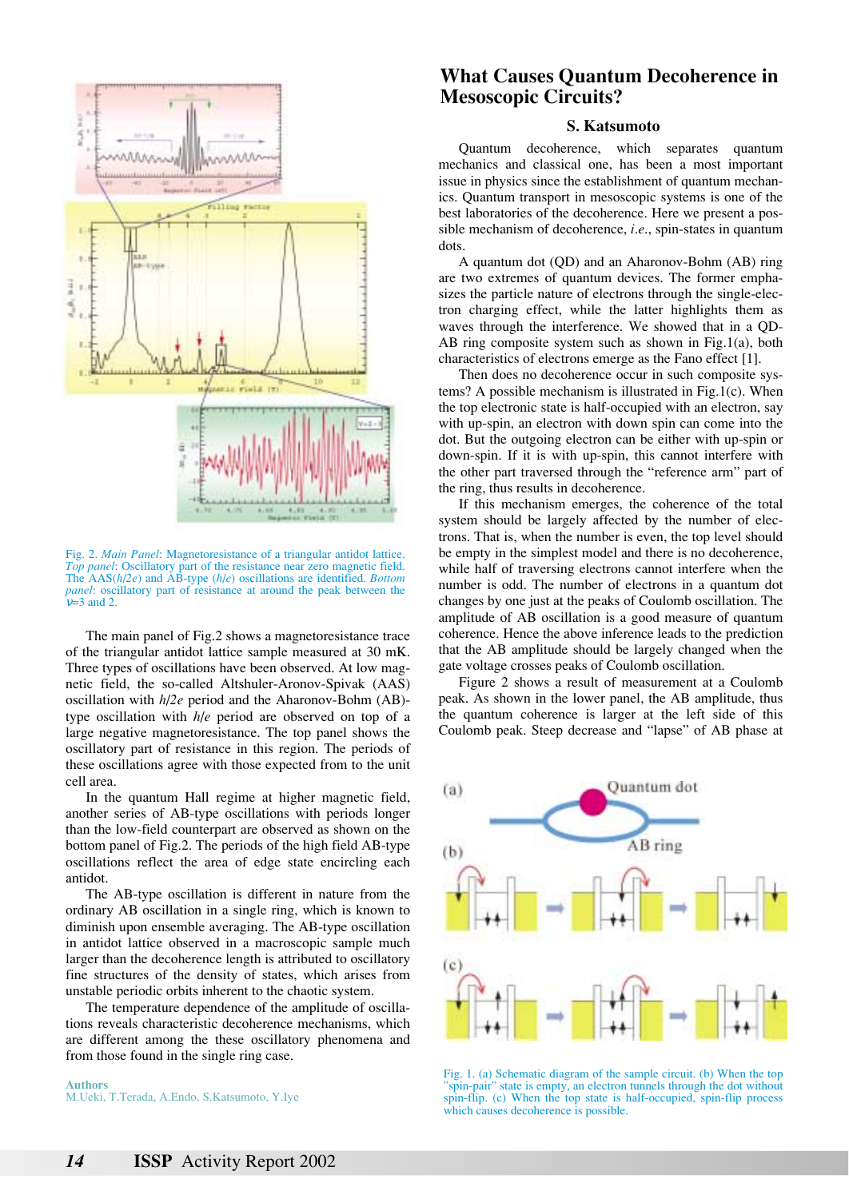Fig. 2. *Main Panel*: Magnetoresistance of a triangular antidot lattice. *Top panel*: Oscillatory part of the resistance near zero magnetic field. The AAS($h/2e$) and AB-type ($h/e$) oscillations are identified. *Bottom panel*: oscillatory part of resistance at around the peak between the $\nu$=3 and 2.

The main panel of Fig.2 shows a magnetoresistance trace of the triangular antidot lattice sample measured at 30 mK. Three types of oscillations have been observed. At low magnetic field, the so-called Altshuler-Aronov-Spivak (AAS) oscillation with $h/2e$ period and the Aharonov-Bohm (AB)-type oscillation with $h/e$ period are observed on top of a large negative magnetoresistance. The top panel shows the oscillatory part of resistance in this region. The periods of these oscillations agree with those expected from to the unit cell area.

In the quantum Hall regime at higher magnetic field, another series of AB-type oscillations with periods longer than the low-field counterpart are observed as shown on the bottom panel of Fig.2. The periods of the high field AB-type oscillations reflect the area of edge state encircling each antidot.

The AB-type oscillation is different in nature from the ordinary AB oscillation in a single ring, which is known to diminish upon ensemble averaging. The AB-type oscillation in antidot lattice observed in a macroscopic sample much larger than the decoherence length is attributed to oscillatory fine structures of the density of states, which arises from unstable periodic orbits inherent to the chaotic system.

The temperature dependence of the amplitude of oscillations reveals characteristic decoherence mechanisms, which are different among the these oscillatory phenomena and from those found in the single ring case.

**Authors**
M.Ueki, T.Terada, A.Endo, S.Katsumoto, Y.Iye

# What Causes Quantum Decoherence in Mesoscopic Circuits?

### S. Katsumoto

Quantum decoherence, which separates quantum mechanics and classical one, has been a most important issue in physics since the establishment of quantum mechanics. Quantum transport in mesoscopic systems is one of the best laboratories of the decoherence. Here we present a possible mechanism of decoherence, *i.e.*, spin-states in quantum dots.

A quantum dot (QD) and an Aharonov-Bohm (AB) ring are two extremes of quantum devices. The former emphasizes the particle nature of electrons through the single-electron charging effect, while the latter highlights them as waves through the interference. We showed that in a QD-AB ring composite system such as shown in Fig.1(a), both characteristics of electrons emerge as the Fano effect [1].

Then does no decoherence occur in such composite systems? A possible mechanism is illustrated in Fig.1(c). When the top electronic state is half-occupied with an electron, say with up-spin, an electron with down spin can come into the dot. But the outgoing electron can be either with up-spin or down-spin. If it is with up-spin, this cannot interfere with the other part traversed through the "reference arm" part of the ring, thus results in decoherence.

If this mechanism emerges, the coherence of the total system should be largely affected by the number of electrons. That is, when the number is even, the top level should be empty in the simplest model and there is no decoherence, while half of traversing electrons cannot interfere when the number is odd. The number of electrons in a quantum dot changes by one just at the peaks of Coulomb oscillation. The amplitude of AB oscillation is a good measure of quantum coherence. Hence the above inference leads to the prediction that the AB amplitude should be largely changed when the gate voltage crosses peaks of Coulomb oscillation.

Figure 2 shows a result of measurement at a Coulomb peak. As shown in the lower panel, the AB amplitude, thus the quantum coherence is larger at the left side of this Coulomb peak. Steep decrease and "lapse" of AB phase at

Fig. 1. (a) Schematic diagram of the sample circuit. (b) When the top "spin-pair" state is empty, an electron tunnels through the dot without spin-flip. (c) When the top state is half-occupied, spin-flip process which causes decoherence is possible.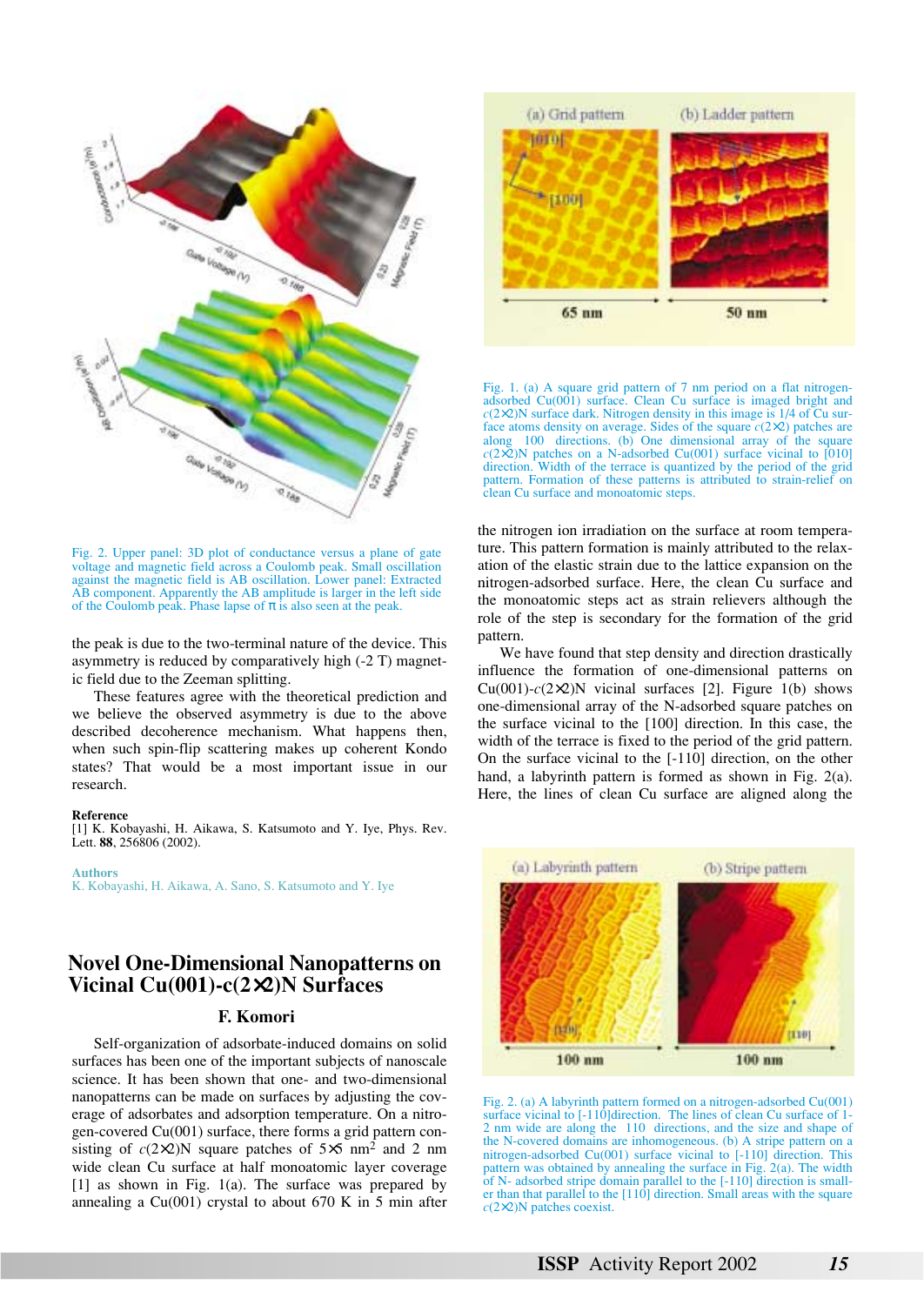Fig. 2. Upper panel: 3D plot of conductance versus a plane of gate voltage and magnetic field across a Coulomb peak. Small oscillation against the magnetic field is AB oscillation. Lower panel: Extracted AB component. Apparently the AB amplitude is larger in the left side of the Coulomb peak. Phase lapse of π is also seen at the peak.

the peak is due to the two-terminal nature of the device. This asymmetry is reduced by comparatively high (-2 T) magnetic field due to the Zeeman splitting.

These features agree with the theoretical prediction and we believe the above asymmetry is due to the above described decoherence mechanism. What happens then, when such spin-flip scattering makes up coherent Kondo states? That would be a most important issue in our research.

**Reference**

[1] K. Kobayashi, H. Aikawa, S. Katsumoto and Y. Iye, Phys. Rev. Lett. **88**, 256806 (2002).

**Authors**

K. Kobayashi, H. Aikawa, A. Sano, S. Katsumoto and Y. Iye

# Novel One-Dimensional Nanopatterns on Vicinal Cu(001)-c(2×2)N Surfaces

**F. Komori**

Self-organization of adsorbate-induced domains on solid surfaces has been one of the important subjects of nanoscale science. It has been shown that one- and two-dimensional nanopatterns can be made on surfaces by adjusting the coverage of adsorbates and adsorption temperature. On a nitrogen-covered Cu(001) surface, there forms a grid pattern consisting of $c(2\times2)$N square patches of $5\times5$ nm$^2$ and 2 nm wide clean Cu surface at half monoatomic layer coverage [1] as shown in Fig. 1(a). The surface was prepared by annealing a Cu(001) crystal to about 670 K in 5 min after the nitrogen ion irradiation on the surface at room temperature. This pattern formation is mainly attributed to the relaxation of the elastic strain due to the lattice expansion on the nitrogen-adsorbed surface. Here, the clean Cu surface and the monoatomic steps act as strain relievers although the role of the step is secondary for the formation of the grid pattern.

We have found that step density and direction drastically influence the formation of one-dimensional patterns on Cu(001)-$c(2\times2)$N vicinal surfaces [2]. Figure 1(b) shows one-dimensional array of the N-adsorbed square patches on the surface vicinal to the [100] direction. In this case, the width of the terrace is fixed to the period of the grid pattern. On the surface vicinal to the [-110] direction, on the other hand, a labyrinth pattern is formed as shown in Fig. 2(a). Here, the lines of clean Cu surface are aligned along the

Fig. 1. (a) A square grid pattern of 7 nm period on a flat nitrogen-adsorbed Cu(001) surface. Clean Cu surface is imaged bright and $c(2\times2)$N surface dark. Nitrogen density in this image is 1/4 of Cu surface atoms density on average. Sides of the square $c(2\times2)$ patches are along 100 directions. (b) One dimensional array of the square $c(2\times2)$N patches on a N-adsorbed Cu(001) surface vicinal to [010] direction. Width of the terrace is quantized by the period of the grid pattern. Formation of these patterns is attributed to strain-relief on clean Cu surface and monoatomic steps.

Fig. 2. (a) A labyrinth pattern formed on a nitrogen-adsorbed Cu(001) surface vicinal to [-110]direction. The lines of clean Cu surface of 1-2 nm wide are along the 110 directions, and the size and shape of the N-covered domains are inhomogeneous. (b) A stripe pattern on a nitrogen-adsorbed Cu(001) surface vicinal to [-110] direction. This pattern was obtained by annealing the surface in Fig. 2(a). The width of N- adsorbed stripe domain parallel to the [-110] direction is smaller than that parallel to the [110] direction. Small areas with the square $c(2\times2)$N patches coexist.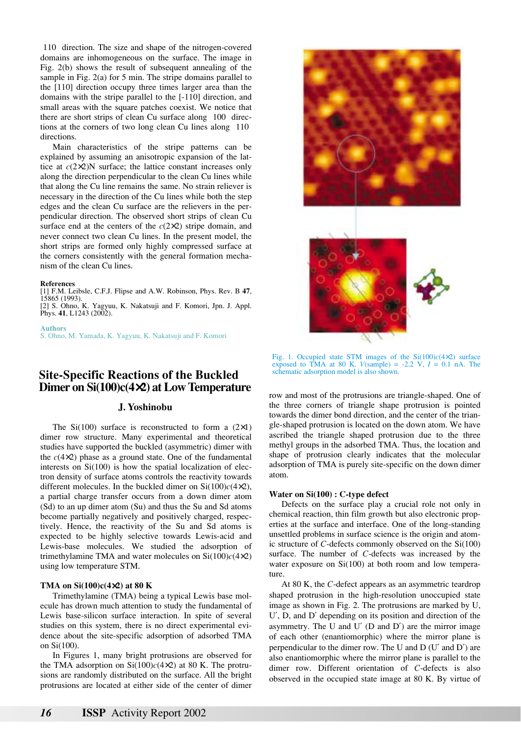110 direction. The size and shape of the nitrogen-covered domains are inhomogeneous on the surface. The image in Fig. 2(b) shows the result of subsequent annealing of the sample in Fig. 2(a) for 5 min. The stripe domains parallel to the [110] direction occupy three times larger area than the domains with the stripe parallel to the [-110] direction, and small areas with the square patches coexist. We notice that there are short strips of clean Cu surface along 100 directions at the corners of two long clean Cu lines along 110 directions.

Main characteristics of the stripe patterns can be explained by assuming an anisotropic expansion of the lattice at $c(2\times2)$N surface; the lattice constant increases only along the direction perpendicular to the clean Cu lines while that along the Cu line remains the same. No strain reliever is necessary in the direction of the Cu lines while both the step edges and the clean Cu surface are the relievers in the perpendicular direction. The observed short strips of clean Cu surface end at the centers of the $c(2\times2)$ stripe domain, and never connect two clean Cu lines. In the present model, the short strips are formed only highly compressed surface at the corners consistently with the general formation mechanism of the clean Cu lines.

**References**

[1] F.M. Leibsle, C.F.J. Flipse and A.W. Robinson, Phys. Rev. B **47**, 15865 (1993).

[2] S. Ohno, K. Yagyuu, K. Nakatsuji and F. Komori, Jpn. J. Appl. Phys. **41**, L1243 (2002).

**Authors**

S. Ohno, M. Yamada, K. Yagyuu, K. Nakatsuji and F. Komori

# Site-Specific Reactions of the Buckled Dimer on Si(100)c(4×2) at Low Temperature

**J. Yoshinobu**

The Si(100) surface is reconstructed to form a $(2\times1)$ dimer row structure. Many experimental and theoretical studies have supported the buckled (asymmetric) dimer with the $c(4\times2)$ phase as a ground state. One of the fundamental interests on Si(100) is how the spatial localization of electron density of surface atoms controls the reactivity towards different molecules. In the buckled dimer on Si(100)$c(4\times2)$, a partial charge transfer occurs from a down dimer atom (Sd) to an up dimer atom (Su) and thus the Su and Sd atoms become partially negatively and positively charged, respectively. Hence, the reactivity of the Su and Sd atoms is expected to be highly selective towards Lewis-acid and Lewis-base molecules. We studied the adsorption of trimethylamine TMA and water molecules on Si(100)$c(4\times2)$ using low temperature STM.

### TMA on Si(100)c(4×2) at 80 K

Trimethylamine (TMA) being a typical Lewis base molecule has drown much attention to study the fundamental of Lewis base-silicon surface interaction. In spite of several studies on this system, there is no direct experimental evidence about the site-specific adsorption of adsorbed TMA on Si(100).

In Figures 1, many bright protrusions are observed for the TMA adsorption on Si(100)$c(4\times2)$ at 80 K. The protrusions are randomly distributed on the surface. All the bright protrusions are located at either side of the center of dimer row and most of the protrusions are triangle-shaped. One of the three corners of triangle shape protrusion is pointed towards the dimer bond direction, and the center of the triangle-shaped protrusion is located on the down atom. We have ascribed the triangle shaped protrusion due to the three methyl groups in the adsorbed TMA. Thus, the location and shape of protrusion clearly indicates that the molecular adsorption of TMA is purely site-specific on the down dimer atom.

Fig. 1. Occupied state STM images of the Si(100)$c(4\times2)$ surface exposed to TMA at 80 K. $V$(sample) = -2.2 V, $I$ = 0.1 nA. The schematic adsorption model is also shown.

### Water on Si(100) : C-type defect

Defects on the surface play a crucial role not only in chemical reaction, thin film growth but also electronic properties at the surface and interface. One of the long-standing unsettled problems in surface science is the origin and atomic structure of $C$-defects commonly observed on the Si(100) surface. The number of $C$-defects was increased by the water exposure on Si(100) at both room and low temperature.

At 80 K, the $C$-defect appears as an asymmetric teardrop shaped protrusion in the high-resolution unoccupied state image as shown in Fig. 2. The protrusions are marked by U, U′, D, and D′ depending on its position and direction of the asymmetry. The U and U′ (D and D′) are the mirror image of each other (enantiomorphic) where the mirror plane is perpendicular to the dimer row. The U and D (U′ and D′) are also enantiomorphic where the mirror plane is parallel to the dimer row. Different orientation of $C$-defects is also observed in the occupied state image at 80 K. By virtue of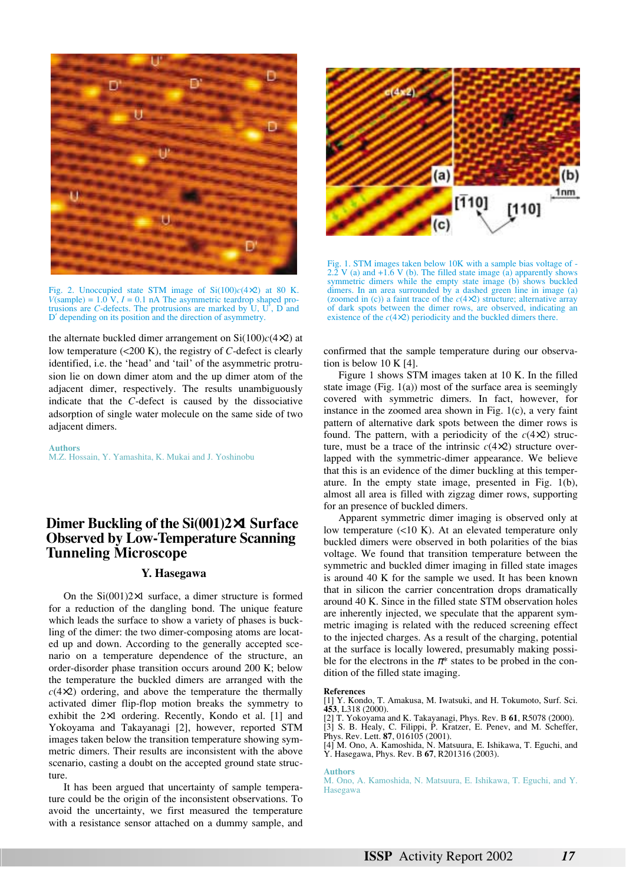Fig. 2. Unoccupied state STM image of Si(100)$c(4\times2)$ at 80 K. $V$(sample) = 1.0 V, $I$ = 0.1 nA The asymmetric teardrop shaped protrusions are $C$-defects. The protrusions are marked by U, U′, D and D′ depending on its position and the direction of asymmetry.

the alternate buckled dimer arrangement on Si(100)$c(4\times2)$ at low temperature (<200 K), the registry of $C$-defect is clearly identified, i.e. the 'head' and 'tail' of the asymmetric protrusion lie on down dimer atom and the up dimer atom of the adjacent dimer, respectively. The results unambiguously indicate that the $C$-defect is caused by the dissociative adsorption of single water molecule on the same side of two adjacent dimers.

**Authors**
M.Z. Hossain, Y. Yamashita, K. Mukai and J. Yoshinobu

# Dimer Buckling of the Si(001)2×1 Surface Observed by Low-Temperature Scanning Tunneling Microscope

**Y. Hasegawa**

On the Si(001)2×1 surface, a dimer structure is formed for a reduction of the dangling bond. The unique feature which leads the surface to show a variety of phases is buckling of the dimer: the two dimer-composing atoms are located up and down. According to the generally accepted scenario on a temperature dependence of the structure, an order-disorder phase transition occurs around 200 K; below the temperature the buckled dimers are arranged with the $c(4\times2)$ ordering, and above the temperature the thermally activated dimer flip-flop motion breaks the symmetry to exhibit the 2×1 ordering. Recently, Kondo et al. [1] and Yokoyama and Takayanagi [2], however, reported STM images taken below the transition temperature showing symmetric dimers. Their results are inconsistent with the above scenario, casting a doubt on the accepted ground state structure.

It has been argued that uncertainty of sample temperature could be the origin of the inconsistent observations. To avoid the uncertainty, we first measured the temperature with a resistance sensor attached on a dummy sample, and confirmed that the sample temperature during our observation is below 10 K [4].

Fig. 1. STM images taken below 10K with a sample bias voltage of -2.2 V (a) and +1.6 V (b). The filled state image (a) apparently shows symmetric dimers while the empty state image (b) shows buckled dimers. In an area surrounded by a dashed green line in image (a) (zoomed in (c)) a faint trace of the $c(4\times2)$ structure; alternative array of dark spots between the dimer rows, are observed, indicating an existence of the $c(4\times2)$ periodicity and the buckled dimers there.

Figure 1 shows STM images taken at 10 K. In the filled state image (Fig. 1(a)) most of the surface area is seemingly covered with symmetric dimers. In fact, however, for instance in the zoomed area shown in Fig. 1(c), a very faint pattern of alternative dark spots between the dimer rows is found. The pattern, with a periodicity of the $c(4\times2)$ structure, must be a trace of the intrinsic $c(4\times2)$ structure overlapped with the symmetric-dimer appearance. We believe that this is an evidence of the dimer buckling at this temperature. In the empty state image, presented in Fig. 1(b), almost all area is filled with zigzag dimer rows, supporting for an presence of buckled dimers.

Apparent symmetric dimer imaging is observed only at low temperature (<10 K). At an elevated temperature only buckled dimers were observed in both polarities of the bias voltage. We found that transition temperature between the symmetric and buckled dimer imaging in filled state images is around 40 K for the sample we used. It has been known that in silicon the carrier concentration drops dramatically around 40 K. Since in the filled state STM observation holes are inherently injected, we speculate that the apparent symmetric imaging is related with the reduced screening effect to the injected charges. As a result of the charging, potential at the surface is locally lowered, presumably making possible for the electrons in the $\pi^*$ states to be probed in the condition of the filled state imaging.

**References**

[1] Y. Kondo, T. Amakusa, M. Iwatsuki, and H. Tokumoto, Surf. Sci. **453**, L318 (2000).
[2] T. Yokoyama and K. Takayanagi, Phys. Rev. B **61**, R5078 (2000).
[3] S. B. Healy, C. Filippi, P. Kratzer, E. Penev, and M. Scheffer, Phys. Rev. Lett. **87**, 016105 (2001).
[4] M. Ono, A. Kamoshida, N. Matsuura, E. Ishikawa, T. Eguchi, and Y. Hasegawa, Phys. Rev. B **67**, R201316 (2003).

**Authors**
M. Ono, A. Kamoshida, N. Matsuura, E. Ishikawa, T. Eguchi, and Y. Hasegawa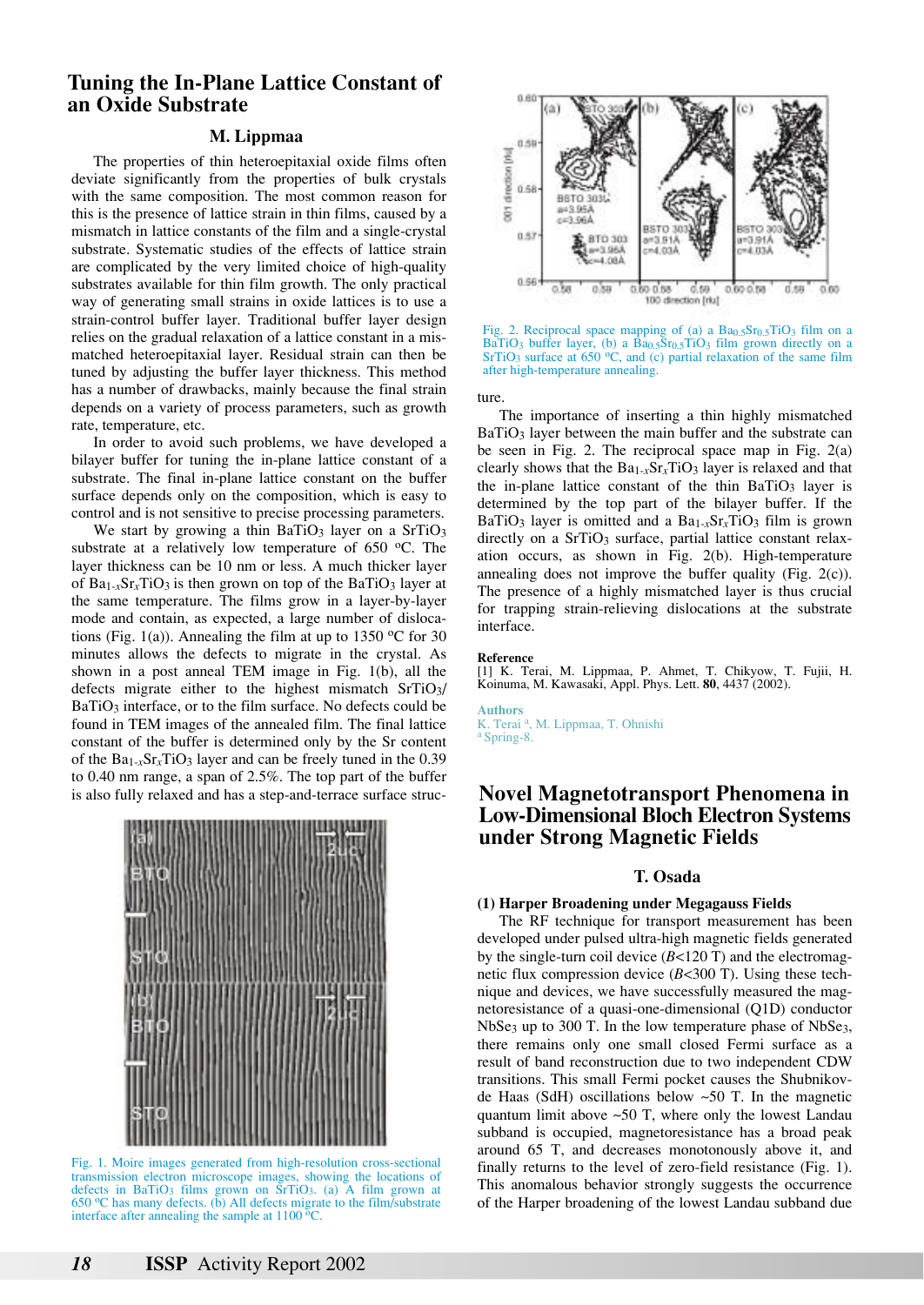# Tuning the In-Plane Lattice Constant of an Oxide Substrate

### M. Lippmaa

The properties of thin heteroepitaxial oxide films often deviate significantly from the properties of bulk crystals with the same composition. The most common reason for this is the presence of lattice strain in thin films, caused by a mismatch in lattice constants of the film and a single-crystal substrate. Systematic studies of the effects of lattice strain are complicated by the very limited choice of high-quality substrates available for thin film growth. The only practical way of generating small strains in oxide lattices is to use a strain-control buffer layer. Traditional buffer layer design relies on the gradual relaxation of a lattice constant in a mismatched heteroepitaxial layer. Residual strain can then be tuned by adjusting the buffer layer thickness. This method has a number of drawbacks, mainly because the final strain depends on a variety of process parameters, such as growth rate, temperature, etc.

In order to avoid such problems, we have developed a bilayer buffer for tuning the in-plane lattice constant of a substrate. The final in-plane lattice constant on the buffer surface depends only on the composition, which is easy to control and is not sensitive to precise processing parameters.

We start by growing a thin $BaTiO_3$ layer on a $SrTiO_3$ substrate at a relatively low temperature of 650 ºC. The layer thickness can be 10 nm or less. A much thicker layer of $Ba_{1-x}Sr_xTiO_3$ is then grown on top of the $BaTiO_3$ layer at the same temperature. The films grow in a layer-by-layer mode and contain, as expected, a large number of dislocations (Fig. 1(a)). Annealing the film at up to 1350 ºC for 30 minutes allows the defects to migrate in the crystal. As shown in a post anneal TEM image in Fig. 1(b), all the defects migrate either to the highest mismatch $SrTiO_3$/$BaTiO_3$ interface, or to the film surface. No defects could be found in TEM images of the annealed film. The final lattice constant of the buffer is determined only by the Sr content of the $Ba_{1-x}Sr_xTiO_3$ layer and can be freely tuned in the 0.39 to 0.40 nm range, a span of 2.5%. The top part of the buffer is also fully relaxed and has a step-and-terrace surface structure.

Fig. 1. Moire images generated from high-resolution cross-sectional transmission electron microscope images, showing the locations of defects in $BaTiO_3$ films grown on $SrTiO_3$. (a) A film grown at 650 ºC has many defects. (b) All defects migrate to the film/substrate interface after annealing the sample at 1100 ºC.

Fig. 2. Reciprocal space mapping of (a) a $Ba_{0.5}Sr_{0.5}TiO_3$ film on a $BaTiO_3$ buffer layer, (b) a $Ba_{0.5}Sr_{0.5}TiO_3$ film grown directly on a $SrTiO_3$ surface at 650 ºC, and (c) partial relaxation of the same film after high-temperature annealing.

The importance of inserting a thin highly mismatched $BaTiO_3$ layer between the main buffer and the substrate can be seen in Fig. 2. The reciprocal space map in Fig. 2(a) clearly shows that the $Ba_{1-x}Sr_xTiO_3$ layer is relaxed and that the in-plane lattice constant of the thin $BaTiO_3$ layer is determined by the top part of the bilayer buffer. If the $BaTiO_3$ layer is omitted and a $Ba_{1-x}Sr_xTiO_3$ film is grown directly on a $SrTiO_3$ surface, partial lattice constant relaxation occurs, as shown in Fig. 2(b). High-temperature annealing does not improve the buffer quality (Fig. 2(c)). The presence of a highly mismatched layer is thus crucial for trapping strain-relieving dislocations at the substrate interface.

**Reference**

[1] K. Terai, M. Lippmaa, P. Ahmet, T. Chikyow, T. Fujii, H. Koinuma, M. Kawasaki, Appl. Phys. Lett. **80**, 4437 (2002).

**Authors**

K. Terai [a], M. Lippmaa, T. Ohnishi

[a] Spring-8.

# Novel Magnetotransport Phenomena in Low-Dimensional Bloch Electron Systems under Strong Magnetic Fields

### T. Osada

**(1) Harper Broadening under Megagauss Fields**

The RF technique for transport measurement has been developed under pulsed ultra-high magnetic fields generated by the single-turn coil device ($B$<120 T) and the electromagnetic flux compression device ($B$<300 T). Using these technique and devices, we have successfully measured the magnetoresistance of a quasi-one-dimensional (Q1D) conductor $NbSe_3$ up to 300 T. In the low temperature phase of $NbSe_3$, there remains only one small closed Fermi surface as a result of band reconstruction due to two independent CDW transitions. This small Fermi pocket causes the Shubnikov-de Haas (SdH) oscillations below ~50 T. In the magnetic quantum limit above ~50 T, where only the lowest Landau subband is occupied, magnetoresistance has a broad peak around 65 T, and decreases monotonously above it, and finally returns to the level of zero-field resistance (Fig. 1). This anomalous behavior strongly suggests the occurrence of the Harper broadening of the lowest Landau subband due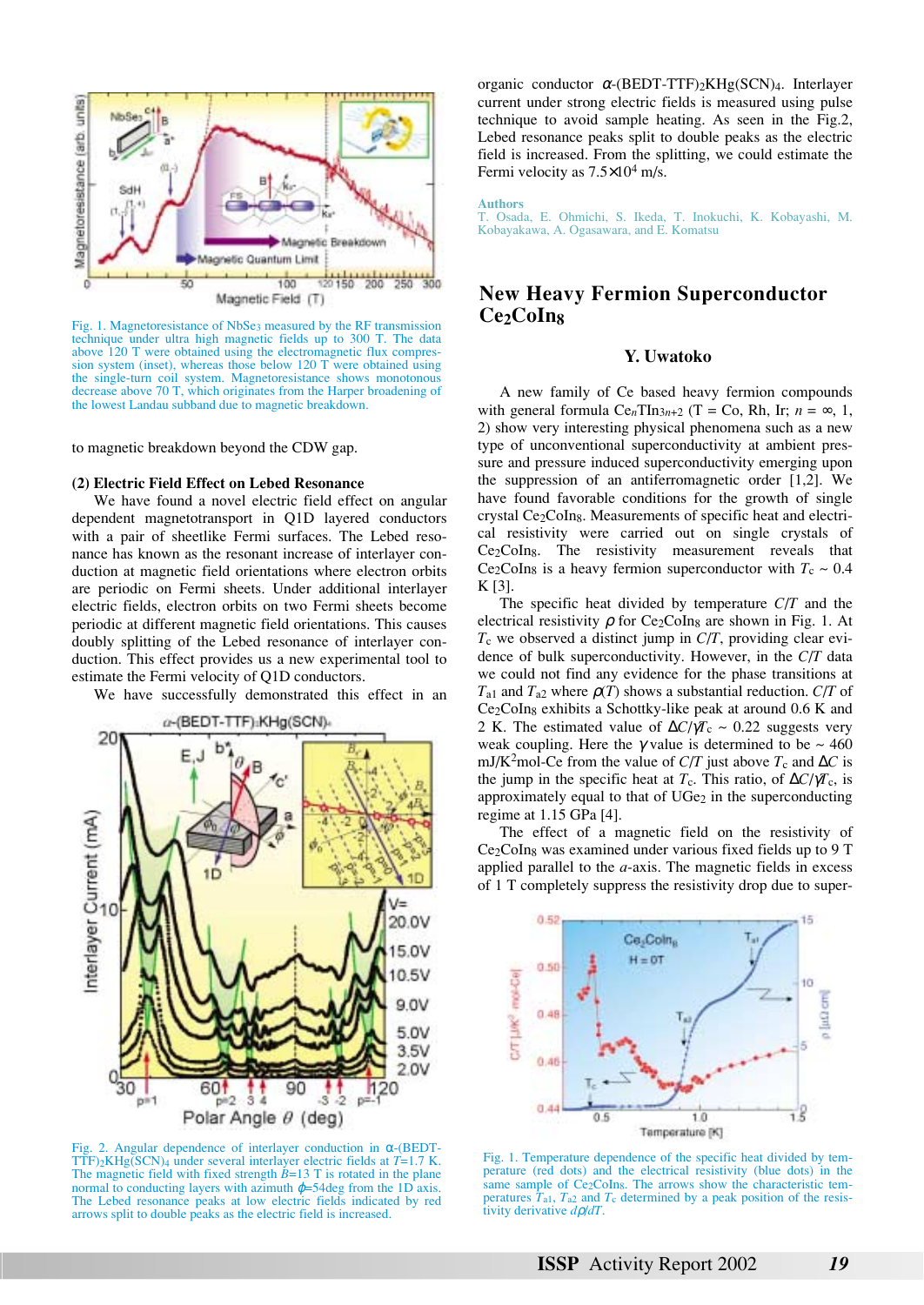Fig. 1. Magnetoresistance of $NbSe_3$ measured by the RF transmission technique under ultra high magnetic fields up to 300 T. The data above 120 T were obtained using the electromagnetic flux compression system (inset), whereas those below 120 T were obtained using the single-turn coil system. Magnetoresistance shows monotonous decrease above 70 T, which originates from the Harper broadening of the lowest Landau subband due to magnetic breakdown.

to magnetic breakdown beyond the CDW gap.

**(2) Electric Field Effect on Lebed Resonance**

We have found a novel electric field effect on angular dependent magnetotransport in Q1D layered conductors with a pair of sheetlike Fermi surfaces. The Lebed resonance has known as the resonant increase of interlayer conduction at magnetic field orientations where electron orbits are periodic on Fermi sheets. Under additional interlayer electric fields, electron orbits on two Fermi sheets become periodic at different magnetic field orientations. This causes doubly splitting of the Lebed resonance of interlayer conduction. This effect provides us a new experimental tool to estimate the Fermi velocity of Q1D conductors.

We have successfully demonstrated this effect in an organic conductor α-$(BEDT\text{-}TTF)_2KHg(SCN)_4$. Interlayer current under strong electric fields is measured using pulse technique to avoid sample heating. As seen in the Fig.2, Lebed resonance peaks split to double peaks as the electric field is increased. From the splitting, we could estimate the Fermi velocity as $7.5\times10^4$ m/s.

Fig. 2. Angular dependence of interlayer conduction in α-$(BEDT\text{-}TTF)_2KHg(SCN)_4$ under several interlayer electric fields at $T$=1.7 K. The magnetic field with fixed strength $B$=13 T is rotated in the plane normal to conducting layers with azimuth $\phi$=54deg from the 1D axis. The Lebed resonance peaks at low electric fields indicated by red arrows split to double peaks as the electric field is increased.

**Authors**

T. Osada, E. Ohmichi, S. Ikeda, T. Inokuchi, K. Kobayashi, M. Kobayakawa, A. Ogasawara, and E. Komatsu

## New Heavy Fermion Superconductor $Ce_2CoIn_8$

### Y. Uwatoko

A new family of Ce based heavy fermion compounds with general formula $Ce_nTIn_{3n+2}$ (T = Co, Rh, Ir; $n = \infty$, 1, 2) show very interesting physical phenomena such as a new type of unconventional superconductivity at ambient pressure and pressure induced superconductivity emerging upon the suppression of an antiferromagnetic order [1,2]. We have found favorable conditions for the growth of single crystal $Ce_2CoIn_8$. Measurements of specific heat and electrical resistivity were carried out on single crystals of $Ce_2CoIn_8$. The resistivity measurement reveals that $Ce_2CoIn_8$ is a heavy fermion superconductor with $T_c$ ~ 0.4 K [3].

The specific heat divided by temperature $C/T$ and the electrical resistivity $\rho$ for $Ce_2CoIn_8$ are shown in Fig. 1. At $T_c$ we observed a distinct jump in $C/T$, providing clear evidence of bulk superconductivity. However, in the $C/T$ data we could not find any evidence for the phase transitions at $T_{a1}$ and $T_{a2}$ where $\rho(T)$ shows a substantial reduction. $C/T$ of $Ce_2CoIn_8$ exhibits a Schottky-like peak at around 0.6 K and 2 K. The estimated value of $\Delta C/\gamma T_c$ ~ 0.22 suggests very weak coupling. Here the $\gamma$ value is determined to be ~ 460 mJ/K$^2$mol-Ce from the value of $C/T$ just above $T_c$ and $\Delta C$ is the jump in the specific heat at $T_c$. This ratio, of $\Delta C/\gamma T_c$, is approximately equal to that of $UGe_2$ in the superconducting regime at 1.15 GPa [4].

The effect of a magnetic field on the resistivity of $Ce_2CoIn_8$ was examined under various fixed fields up to 9 T applied parallel to the *a*-axis. The magnetic fields in excess of 1 T completely suppress the resistivity drop due to super-

Fig. 1. Temperature dependence of the specific heat divided by temperature (red dots) and the electrical resistivity (blue dots) in the same sample of $Ce_2CoIn_8$. The arrows show the characteristic temperatures $T_{a1}$, $T_{a2}$ and $T_c$ determined by a peak position of the resistivity derivative $d\rho/dT$.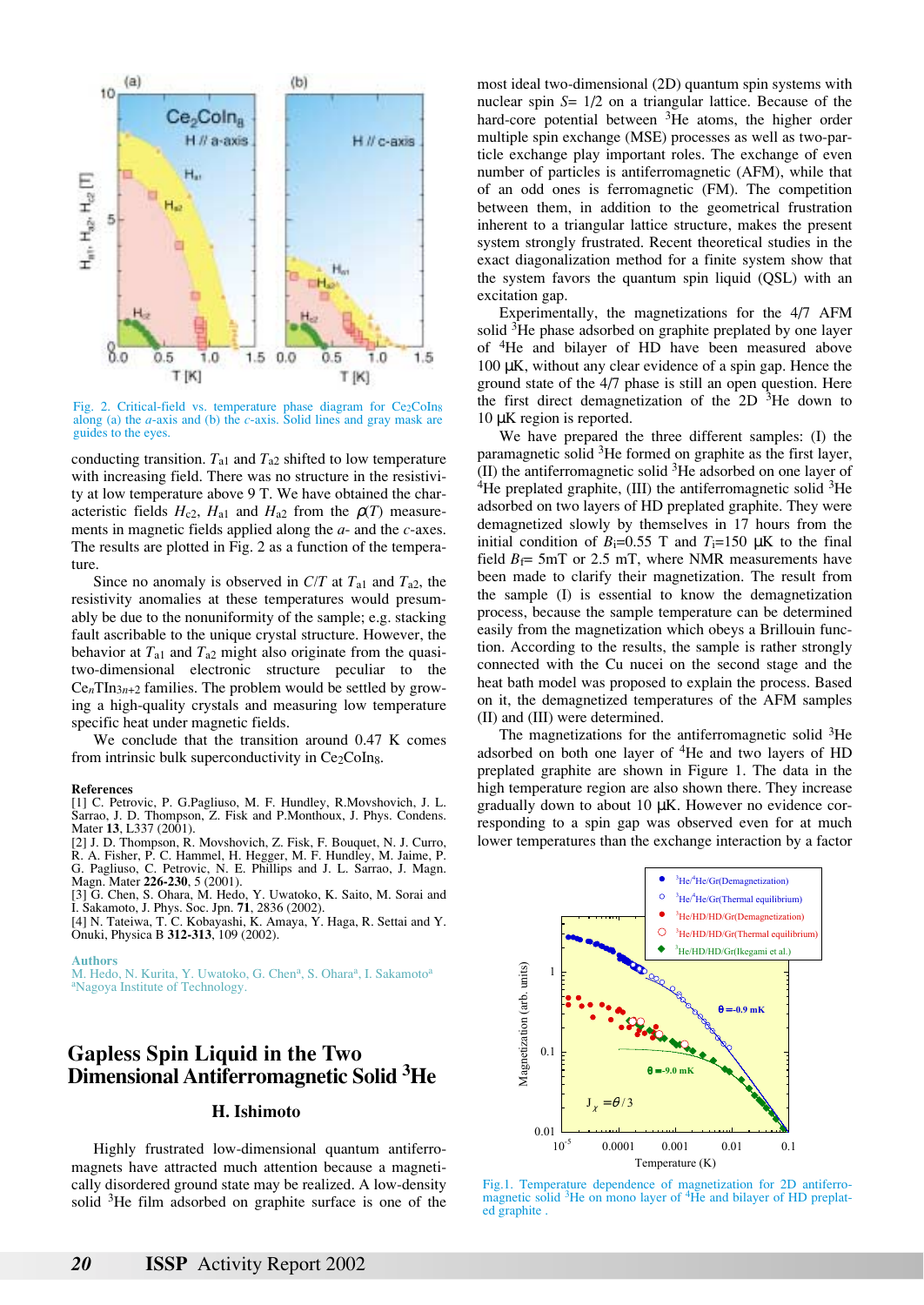Fig. 2. Critical-field vs. temperature phase diagram for $Ce_2CoIn_8$ along (a) the *a*-axis and (b) the *c*-axis. Solid lines and gray mask are guides to the eyes.

conducting transition. $T_{a1}$ and $T_{a2}$ shifted to low temperature with increasing field. There was no structure in the resistivity at low temperature above 9 T. We have obtained the characteristic fields $H_{c2}$, $H_{a1}$ and $H_{a2}$ from the $\rho(T)$ measurements in magnetic fields applied along the *a*- and the *c*-axes. The results are plotted in Fig. 2 as a function of the temperature.

Since no anomaly is observed in $C/T$ at $T_{a1}$ and $T_{a2}$, the resistivity anomalies at these temperatures would presumably be due to the nonuniformity of the sample; e.g. stacking fault ascribable to the unique crystal structure. However, the behavior at $T_{a1}$ and $T_{a2}$ might also originate from the quasi-two-dimensional electronic structure peculiar to the $Ce_nTIn_{3n+2}$ families. The problem would be settled by growing a high-quality crystals and measuring low temperature specific heat under magnetic fields.

We conclude that the transition around 0.47 K comes from intrinsic bulk superconductivity in $Ce_2CoIn_8$.

**References**

[1] C. Petrovic, P. G.Pagliuso, M. F. Hundley, R.Movshovich, J. L. Sarrao, J. D. Thompson, Z. Fisk and P.Monthoux, J. Phys. Condens. Mater **13**, L337 (2001).
[2] J. D. Thompson, R. Movshovich, Z. Fisk, F. Bouquet, N. J. Curro, R. A. Fisher, P. C. Hammel, H. Hegger, M. F. Hundley, M. Jaime, P. G. Pagliuso, C. Petrovic, N. E. Phillips and J. L. Sarrao, J. Magn. Magn. Mater **226-230**, 5 (2001).
[3] G. Chen, S. Ohara, M. Hedo, Y. Uwatoko, K. Saito, M. Sorai and I. Sakamoto, J. Phys. Soc. Jpn. **71**, 2836 (2002).
[4] N. Tateiwa, T. C. Kobayashi, K. Amaya, Y. Haga, R. Settai and Y. Onuki, Physica B **312-313**, 109 (2002).

**Authors**
M. Hedo, N. Kurita, Y. Uwatoko, G. Chen[a], S. Ohara[a], I. Sakamoto[a]
[a]Nagoya Institute of Technology.

# Gapless Spin Liquid in the Two Dimensional Antiferromagnetic Solid $^3$He

### H. Ishimoto

Highly frustrated low-dimensional quantum antiferromagnets have attracted much attention because a magnetically disordered ground state may be realized. A low-density solid $^3$He film adsorbed on graphite surface is one of the most ideal two-dimensional (2D) quantum spin systems with nuclear spin $S$= 1/2 on a triangular lattice. Because of the hard-core potential between $^3$He atoms, the higher order multiple spin exchange (MSE) processes as well as two-particle exchange play important roles. The exchange of even number of particles is antiferromagnetic (AFM), while that of an odd ones is ferromagnetic (FM). The competition between them, in addition to the geometrical frustration inherent to a triangular lattice structure, makes the present system strongly frustrated. Recent theoretical studies in the exact diagonalization method for a finite system show that the system favors the quantum spin liquid (QSL) with an excitation gap.

Experimentally, the magnetizations for the 4/7 AFM solid $^3$He phase adsorbed on graphite preplated by one layer of $^4$He and bilayer of HD have been measured above 100 μK, without any clear evidence of a spin gap. Hence the ground state of the 4/7 phase is still an open question. Here the first direct demagnetization of the 2D $^3$He down to 10 μK region is reported.

We have prepared the three different samples: (I) the paramagnetic solid $^3$He formed on graphite as the first layer, (II) the antiferromagnetic solid $^3$He adsorbed on one layer of $^4$He preplated graphite, (III) the antiferromagnetic solid $^3$He adsorbed on two layers of HD preplated graphite. They were demagnetized slowly by themselves in 17 hours from the initial condition of $B_i$=0.55 T and $T_i$=150 μK to the final field $B_f$= 5mT or 2.5 mT, where NMR measurements have been made to clarify their magnetization. The result from the sample (I) is essential to know the demagnetization process, because the sample temperature can be determined easily from the magnetization which obeys a Brillouin function. According to the results, the sample is rather strongly connected with the Cu nucei on the second stage and the heat bath model was proposed to explain the process. Based on it, the demagnetized temperatures of the AFM samples (II) and (III) were determined.

The magnetizations for the antiferromagnetic solid $^3$He adsorbed on both one layer of $^4$He and two layers of HD preplated graphite are shown in Figure 1. The data in the high temperature region are also shown there. They increase gradually down to about 10 μK. However no evidence corresponding to a spin gap was observed even for at much lower temperatures than the exchange interaction by a factor

Fig.1. Temperature dependence of magnetization for 2D antiferromagnetic solid $^3$He on mono layer of $^4$He and bilayer of HD preplated graphite .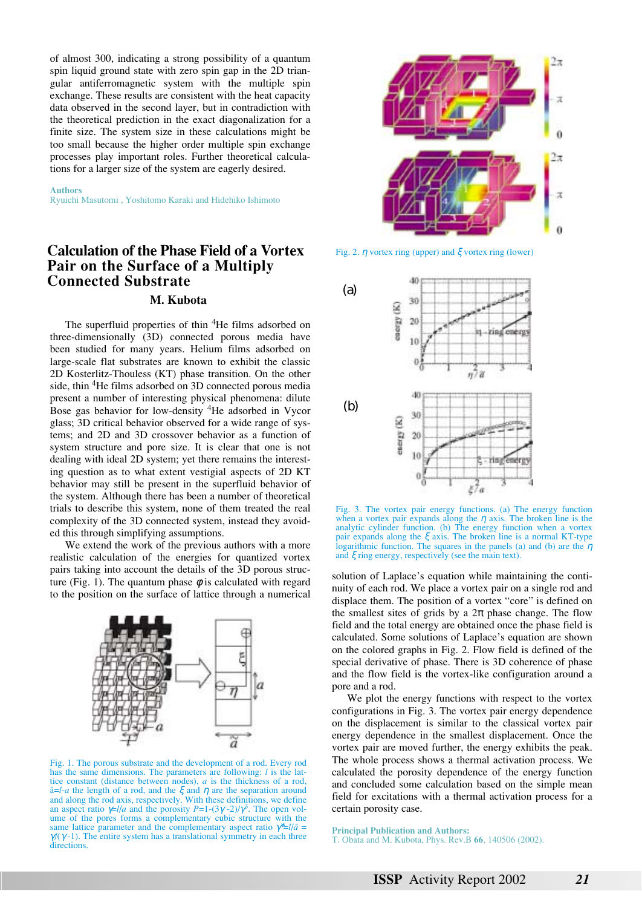of almost 300, indicating a strong possibility of a quantum spin liquid ground state with zero spin gap in the 2D triangular antiferromagnetic system with the multiple spin exchange. These results are consistent with the heat capacity data observed in the second layer, but in contradiction with the theoretical prediction in the exact diagonalization for a finite size. The system size in these calculations might be too small because the higher order multiple spin exchange processes play important roles. Further theoretical calculations for a larger size of the system are eagerly desired.

**Authors**
Ryuichi Masutomi , Yoshitomo Karaki and Hidehiko Ishimoto

## Calculation of the Phase Field of a Vortex Pair on the Surface of a Multiply Connected Substrate

**M. Kubota**

The superfluid properties of thin $^4$He films adsorbed on three-dimensionally (3D) connected porous media have been studied for many years. Helium films adsorbed on large-scale flat substrates are known to exhibit the classic 2D Kosterlitz-Thouless (KT) phase transition. On the other side, thin $^4$He films adsorbed on 3D connected porous media present a number of interesting physical phenomena: dilute Bose gas behavior for low-density $^4$He adsorbed in Vycor glass; 3D critical behavior observed for a wide range of systems; and 2D and 3D crossover behavior as a function of system structure and pore size. It is clear that one is not dealing with ideal 2D system; yet there remains the interesting question as to what extent vestigial aspects of 2D KT behavior may still be present in the superfluid behavior of the system. Although there has been a number of theoretical trials to describe this system, none of them treated the real complexity of the 3D connected system, instead they avoided this through simplifying assumptions.

We extend the work of the previous authors with a more realistic calculation of the energies for quantized vortex pairs taking into account the details of the 3D porous structure (Fig. 1). The quantum phase $\phi$ is calculated with regard to the position on the surface of lattice through a numerical solution of Laplace's equation while maintaining the continuity of each rod. We place a vortex pair on a single rod and displace them. The position of a vortex "core" is defined on the smallest sites of grids by a 2π phase change. The flow field and the total energy are obtained once the phase field is calculated. Some solutions of Laplace's equation are shown on the colored graphs in Fig. 2. Flow field is defined of the special derivative of phase. There is 3D coherence of phase and the flow field is the vortex-like configuration around a pore and a rod.

Fig. 1. The porous substrate and the development of a rod. Every rod has the same dimensions. The parameters are following: $l$ is the lattice constant (distance between nodes), $a$ is the thickness of a rod, $\bar{a}$=$l$-$a$ the length of a rod, and the $\xi$ and $\eta$ are the separation around and along the rod axis, respectively. With these definitions, we define an aspect ratio $\gamma$=$l$/$a$ and the porosity $P$=1-(3$\gamma$-2)/$\gamma^3$. The open volume of the pores forms a complementary cubic structure with the same lattice parameter and the complementary aspect ratio $\gamma^*$=$l$/$\bar{a}$ = $\gamma$/($\gamma$-1). The entire system has a translational symmetry in each three directions.

Fig. 2. $\eta$ vortex ring (upper) and $\xi$ vortex ring (lower)

Fig. 3. The vortex pair energy functions. (a) The energy function when a vortex pair expands along the $\eta$ axis. The broken line is the analytic cylinder function. (b) The energy function when a vortex pair expands along the $\xi$ axis. The broken line is a normal KT-type logarithmic function. The squares in the panels (a) and (b) are the $\eta$ and $\xi$ ring energy, respectively (see the main text).

We plot the energy functions with respect to the vortex configurations in Fig. 3. The vortex pair energy dependence on the displacement is similar to the classical vortex pair energy dependence in the smallest displacement. Once the vortex pair are moved further, the energy exhibits the peak. The whole process shows a thermal activation process. We calculated the porosity dependence of the energy function and concluded some calculation based on the simple mean field for excitations with a thermal activation process for a certain porosity case.

**Principal Publication and Authors:**
T. Obata and M. Kubota, Phys. Rev.B **66**, 140506 (2002).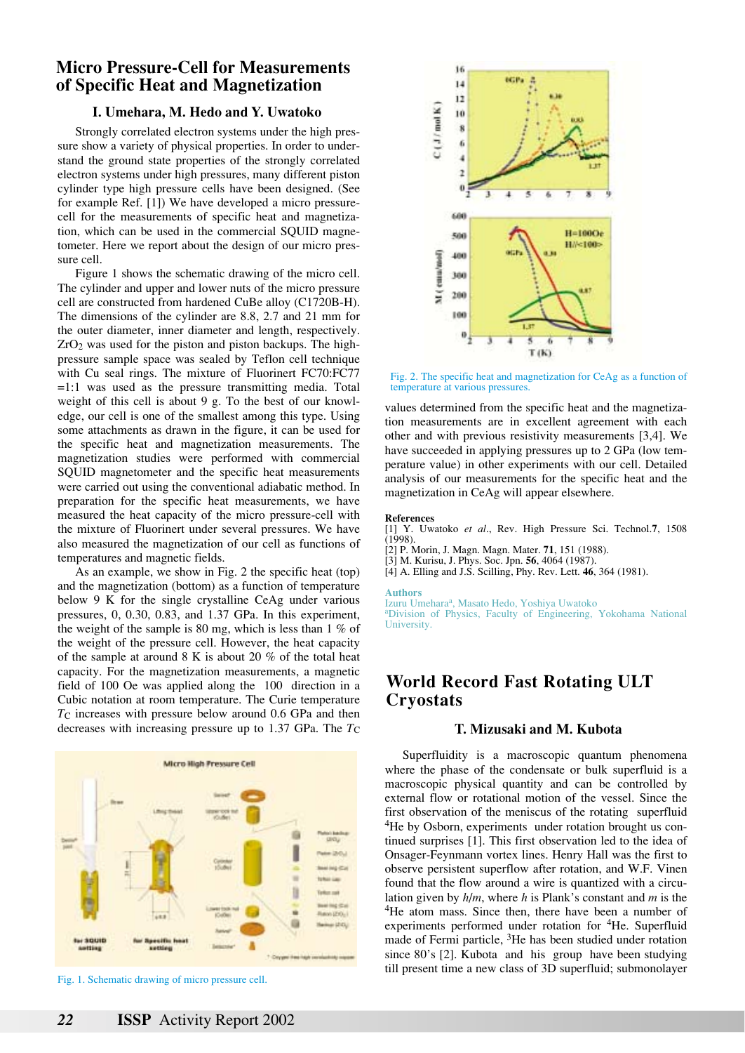## Micro Pressure-Cell for Measurements of Specific Heat and Magnetization

### I. Umehara, M. Hedo and Y. Uwatoko

Strongly correlated electron systems under the high pressure show a variety of physical properties. In order to understand the ground state properties of the strongly correlated electron systems under high pressures, many different piston cylinder type high pressure cells have been designed. (See for example Ref. [1]) We have developed a micro pressure-cell for the measurements of specific heat and magnetization, which can be used in the commercial SQUID magnetometer. Here we report about the design of our micro pressure cell.

Figure 1 shows the schematic drawing of the micro cell. The cylinder and upper and lower nuts of the micro pressure cell are constructed from hardened CuBe alloy (C1720B-H). The dimensions of the cylinder are 8.8, 2.7 and 21 mm for the outer diameter, inner diameter and length, respectively. $ZrO_2$ was used for the piston and piston backups. The high-pressure sample space was sealed by Teflon cell technique with Cu seal rings. The mixture of Fluorinert FC70:FC77 =1:1 was used as the pressure transmitting media. Total weight of this cell is about 9 g. To the best of our knowledge, our cell is one of the smallest among this type. Using some attachments as drawn in the figure, it can be used for the specific heat and magnetization measurements. The magnetization studies were performed with commercial SQUID magnetometer and the specific heat measurements were carried out using the conventional adiabatic method. In preparation for the specific heat measurements, we have measured the heat capacity of the micro pressure-cell with the mixture of Fluorinert under several pressures. We have also measured the magnetization of our cell as functions of temperatures and magnetic fields.

As an example, we show in Fig. 2 the specific heat (top) and the magnetization (bottom) as a function of temperature below 9 K for the single crystalline CeAg under various pressures, 0, 0.30, 0.83, and 1.37 GPa. In this experiment, the weight of the sample is 80 mg, which is less than 1 % of the weight of the pressure cell. However, the heat capacity of the sample at around 8 K is about 20 % of the total heat capacity. For the magnetization measurements, a magnetic field of 100 Oe was applied along the 100 direction in a Cubic notation at room temperature. The Curie temperature $T_C$ increases with pressure below around 0.6 GPa and then decreases with increasing pressure up to 1.37 GPa. The $T_C$ values determined from the specific heat and the magnetization measurements are in excellent agreement with each other and with previous resistivity measurements [3,4]. We have succeeded in applying pressures up to 2 GPa (low temperature value) in other experiments with our cell. Detailed analysis of our measurements for the specific heat and the magnetization in CeAg will appear elsewhere.

Fig. 1. Schematic drawing of micro pressure cell.

Fig. 2. The specific heat and magnetization for CeAg as a function of temperature at various pressures.

**References**

[1] Y. Uwatoko *et al.*, Rev. High Pressure Sci. Technol.**7**, 1508 (1998).
[2] P. Morin, J. Magn. Magn. Mater. **71**, 151 (1988).
[3] M. Kurisu, J. Phys. Soc. Jpn. **56**, 4064 (1987).
[4] A. Elling and J.S. Scilling, Phy. Rev. Lett. **46**, 364 (1981).

**Authors**

Izuru Umehara[a], Masato Hedo, Yoshiya Uwatoko
[a]Division of Physics, Faculty of Engineering, Yokohama National University.

## World Record Fast Rotating ULT Cryostats

### T. Mizusaki and M. Kubota

Superfluidity is a macroscopic quantum phenomena where the phase of the condensate or bulk superfluid is a macroscopic physical quantity and can be controlled by external flow or rotational motion of the vessel. Since the first observation of the meniscus of the rotating superfluid $^4He$ by Osborn, experiments under rotation brought us continued surprises [1]. This first observation led to the idea of Onsager-Feynmann vortex lines. Henry Hall was the first to observe persistent superflow after rotation, and W.F. Vinen found that the flow around a wire is quantized with a circulation given by $h/m$, where $h$ is Plank's constant and $m$ is the $^4He$ atom mass. Since then, there have been a number of experiments performed under rotation for $^4He$. Superfluid made of Fermi particle, $^3He$ has been studied under rotation since 80's [2]. Kubota and his group have been studying till present time a new class of 3D superfluid; submonolayer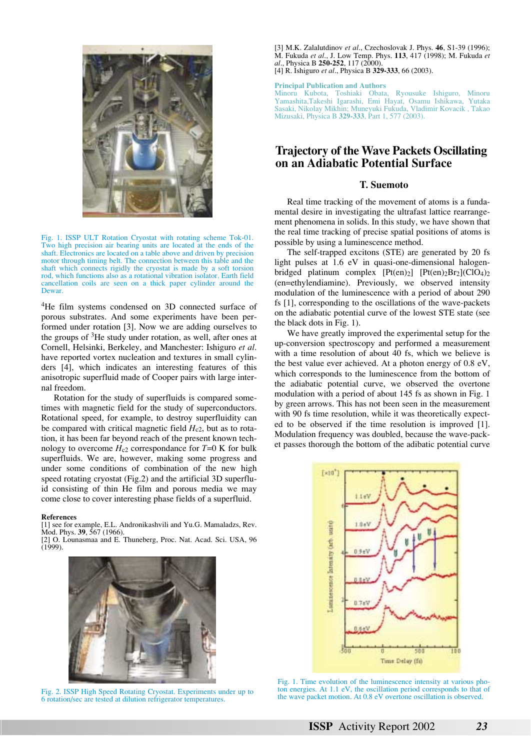Fig. 1. ISSP ULT Rotation Cryostat with rotating scheme Tok-01. Two high precision air bearing units are located at the ends of the shaft. Electronics are located on a table above and driven by precision motor through timing belt. The connection between this table and the shaft which connects rigidly the cryostat is made by a soft torsion rod, which functions also as a rotational vibration isolator. Earth field cancellation coils are seen on a thick paper cylinder around the Dewar.

$^4$He film systems condensed on 3D connected surface of porous substrates. And some experiments have been performed under rotation [3]. Now we are adding ourselves to the groups of $^3$He study under rotation, as well, after ones at Cornell, Helsinki, Berkeley, and Manchester: Ishiguro *et al.* have reported vortex nucleation and textures in small cylinders [4], which indicates an interesting features of this anisotropic superfluid made of Cooper pairs with large internal freedom.

Rotation for the study of superfluids is compared sometimes with magnetic field for the study of superconductors. Rotational speed, for example, to destroy superfluidity can be compared with critical magnetic field $H_{c2}$, but as to rotation, it has been far beyond reach of the present known technology to overcome $H_{c2}$ correspondance for $T$=0 K for bulk superfluids. We are, however, making some progress and under some conditions of combination of the new high speed rotating cryostat (Fig.2) and the artificial 3D superfluid consisting of thin He film and porous media we may come close to cover interesting phase fields of a superfluid.

**References**

[1] see for example, E.L. Andronikashvili and Yu.G. Mamaladzs, Rev. Mod. Phys. **39**, 567 (1966).
[2] O. Lounasmaa and E. Thuneberg, Proc. Nat. Acad. Sci. USA, 96 (1999).
[3] M.K. Zalalutdinov *et al.*, Czechoslovak J. Phys. **46**, S1-39 (1996); M. Fukuda *et al.*, J. Low Temp. Phys. **113**, 417 (1998); M. Fukuda *et al.*, Physica B **250-252**, 117 (2000).
[4] R. Ishiguro *et al.*, Physica B **329-333**, 66 (2003).

Fig. 2. ISSP High Speed Rotating Cryostat. Experiments under up to 6 rotation/sec are tested at dilution refrigerator temperatures.

**Principal Publication and Authors**

Minoru Kubota, Toshiaki Obata, Ryousuke Ishiguro, Minoru Yamashita,Takeshi Igarashi, Emi Hayat, Osamu Ishikawa, Yutaka Sasaki, Nikolay Mikhin; Muneyuki Fukuda, Vladimir Kovacik , Takao Mizusaki, Physica B **329-333**, Part 1, 577 (2003).

# Trajectory of the Wave Packets Oscillating on an Adiabatic Potential Surface

### T. Suemoto

Real time tracking of the movement of atoms is a fundamental desire in investigating the ultrafast lattice rearrangement phenomena in solids. In this study, we have shown that the real time tracking of precise spatial positions of atoms is possible by using a luminescence method.

The self-trapped excitons (STE) are generated by 20 fs light pulses at 1.6 eV in quasi-one-dimensional halogen-bridged platinum complex $[Pt(en)_2]$ $[Pt(en)_2Br_2](ClO_4)_2$ (en=ethylendiamine). Previously, we observed intensity modulation of the luminescence with a period of about 290 fs [1], corresponding to the oscillations of the wave-packets on the adiabatic potential curve of the lowest STE state (see the black dots in Fig. 1).

We have greatly improved the experimental setup for the up-conversion spectroscopy and performed a measurement with a time resolution of about 40 fs, which we believe is the best value ever achieved. At a photon energy of 0.8 eV, which corresponds to the luminescence from the bottom of the adiabatic potential curve, we observed the overtone modulation with a period of about 145 fs as shown in Fig. 1 by green arrows. This has not been seen in the measurement with 90 fs time resolution, while it was theoretically expected to be observed if the time resolution is improved [1]. Modulation frequency was doubled, because the wave-packet passes thorough the bottom of the adibatic potential curve

Fig. 1. Time evolution of the luminescence intensity at various photon energies. At 1.1 eV, the oscillation period corresponds to that of the wave packet motion. At 0.8 eV overtone oscillation is observed.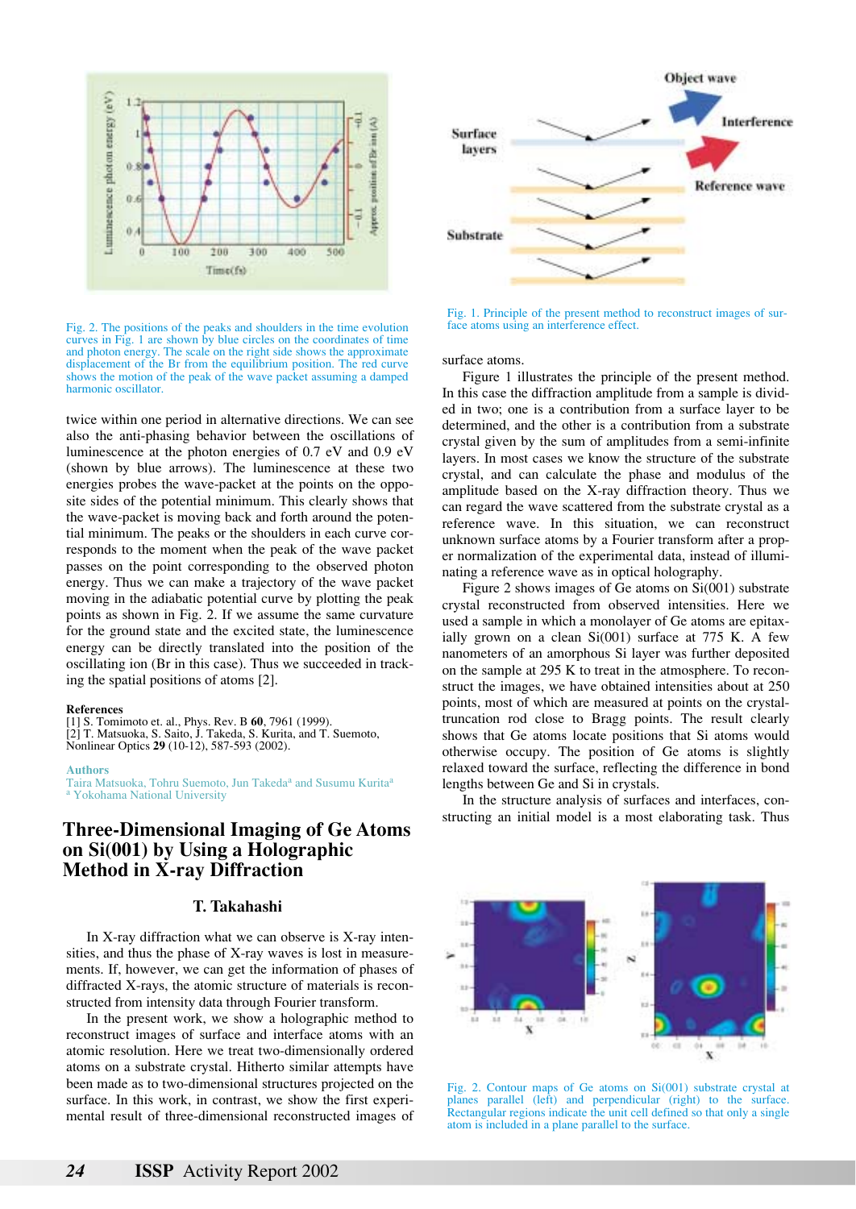Fig. 2. The positions of the peaks and shoulders in the time evolution curves in Fig. 1 are shown by blue circles on the coordinates of time and photon energy. The scale on the right side shows the approximate displacement of the Br from the equilibrium position. The red curve shows the motion of the peak of the wave packet assuming a damped harmonic oscillator.

twice within one period in alternative directions. We can see also the anti-phasing behavior between the oscillations of luminescence at the photon energies of 0.7 eV and 0.9 eV (shown by blue arrows). The luminescence at these two energies probes the wave-packet at the points on the opposite sides of the potential minimum. This clearly shows that the wave-packet is moving back and forth around the potential minimum. The peaks or the shoulders in each curve corresponds to the moment when the peak of the wave packet passes on the point corresponding to the observed photon energy. Thus we can make a trajectory of the wave packet moving in the adiabatic potential curve by plotting the peak points as shown in Fig. 2. If we assume the same curvature for the ground state and the excited state, the luminescence energy can be directly translated into the position of the oscillating ion (Br in this case). Thus we succeeded in tracking the spatial positions of atoms [2].

**References**

[1] S. Tomimoto et. al., Phys. Rev. B **60**, 7961 (1999).
[2] T. Matsuoka, S. Saito, J. Takeda, S. Kurita, and T. Suemoto, Nonlinear Optics **29** (10-12), 587-593 (2002).

**Authors**

Taira Matsuoka, Tohru Suemoto, Jun Takeda[a] and Susumu Kurita[a]
[a] Yokohama National University

# Three-Dimensional Imaging of Ge Atoms on Si(001) by Using a Holographic Method in X-ray Diffraction

### T. Takahashi

In X-ray diffraction what we can observe is X-ray intensities, and thus the phase of X-ray waves is lost in measurements. If, however, we can get the information of phases of diffracted X-rays, the atomic structure of materials is reconstructed from intensity data through Fourier transform.

In the present work, we show a holographic method to reconstruct images of surface and interface atoms with an atomic resolution. Here we treat two-dimensionally ordered atoms on a substrate crystal. Hitherto similar attempts have been made as to two-dimensional structures projected on the surface. In this work, in contrast, we show the first experimental result of three-dimensional reconstructed images of surface atoms.

Fig. 1. Principle of the present method to reconstruct images of surface atoms using an interference effect.

Figure 1 illustrates the principle of the present method. In this case the diffraction amplitude from a sample is divided in two; one is a contribution from a surface layer to be determined, and the other is a contribution from a substrate crystal given by the sum of amplitudes from a semi-infinite layers. In most cases we know the structure of the substrate crystal, and can calculate the phase and modulus of the amplitude based on the X-ray diffraction theory. Thus we can regard the wave scattered from the substrate crystal as a reference wave. In this situation, we can reconstruct unknown surface atoms by a Fourier transform after a proper normalization of the experimental data, instead of illuminating a reference wave as in optical holography.

Figure 2 shows images of Ge atoms on Si(001) substrate crystal reconstructed from observed intensities. Here we used a sample in which a monolayer of Ge atoms are epitaxially grown on a clean Si(001) surface at 775 K. A few nanometers of an amorphous Si layer was further deposited on the sample at 295 K to treat in the atmosphere. To reconstruct the images, we have obtained intensities about at 250 points, most of which are measured at points on the crystal-truncation rod close to Bragg points. The result clearly shows that Ge atoms locate positions that Si atoms would otherwise occupy. The position of Ge atoms is slightly relaxed toward the surface, reflecting the difference in bond lengths between Ge and Si in crystals.

In the structure analysis of surfaces and interfaces, constructing an initial model is a most elaborating task. Thus

Fig. 2. Contour maps of Ge atoms on Si(001) substrate crystal at planes parallel (left) and perpendicular (right) to the surface. Rectangular regions indicate the unit cell defined so that only a single atom is included in a plane parallel to the surface.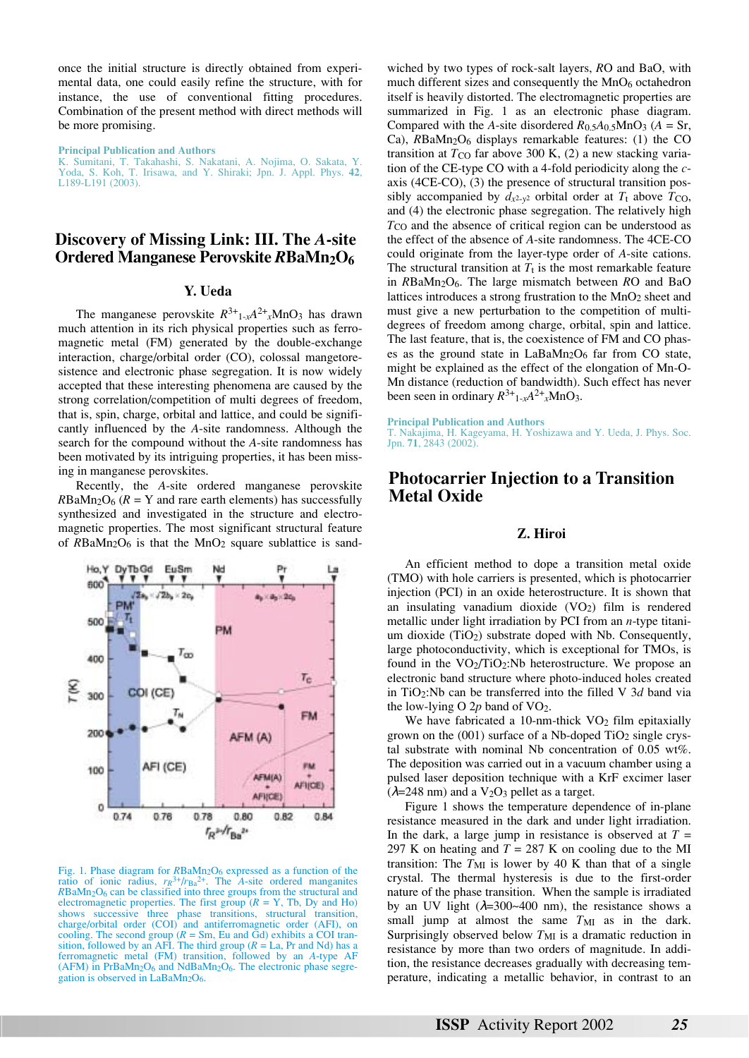once the initial structure is directly obtained from experimental data, one could easily refine the structure, with for instance, the use of conventional fitting procedures. Combination of the present method with direct methods will be more promising.

**Principal Publication and Authors**
K. Sumitani, T. Takahashi, S. Nakatani, A. Nojima, O. Sakata, Y. Yoda, S. Koh, T. Irisawa, and Y. Shiraki; Jpn. J. Appl. Phys. **42**, L189-L191 (2003).

# Discovery of Missing Link: III. The *A*-site Ordered Manganese Perovskite $RBaMn_2O_6$

### Y. Ueda

The manganese perovskite $R^{3+}_{1-x}A^{2+}_xMnO_3$ has drawn much attention in its rich physical properties such as ferromagnetic metal (FM) generated by the double-exchange interaction, charge/orbital order (CO), colossal magnetoresistence and electronic phase segregation. It is now widely accepted that these interesting phenomena are caused by the strong correlation/competition of multi degrees of freedom, that is, spin, charge, orbital and lattice, and could be significantly influenced by the *A*-site randomness. Although the search for the compound without the *A*-site randomness has been motivated by its intriguing properties, it has been missing in manganese perovskites.

Recently, the *A*-site ordered manganese perovskite $RBaMn_2O_6$ (*R* = Y and rare earth elements) has successfully synthesized and investigated in the structure and electromagnetic properties. The most significant structural feature of $RBaMn_2O_6$ is that the $MnO_2$ square sublattice is sandwiched by two types of rock-salt layers, *R*O and BaO, with much different sizes and consequently the $MnO_6$ octahedron itself is heavily distorted. The electromagnetic properties are summarized in Fig. 1 as an electronic phase diagram. Compared with the *A*-site disordered $R_{0.5}A_{0.5}MnO_3$ (*A* = Sr, Ca), $RBaMn_2O_6$ displays remarkable features: (1) the CO transition at $T_{CO}$ far above 300 K, (2) a new stacking variation of the CE-type CO with a 4-fold periodicity along the *c*-axis (4CE-CO), (3) the presence of structural transition possibly accompanied by $d_{x^2-y^2}$ orbital order at $T_t$ above $T_{CO}$, and (4) the electronic phase segregation. The relatively high $T_{CO}$ and the absence of critical region can be understood as the effect of the absence of *A*-site randomness. The 4CE-CO could originate from the layer-type order of *A*-site cations. The structural transition at $T_t$ is the most remarkable feature in $RBaMn_2O_6$. The large mismatch between *R*O and BaO lattices introduces a strong frustration to the $MnO_2$ sheet and must give a new perturbation to the competition of multi-degrees of freedom among charge, orbital, spin and lattice. The last feature, that is, the coexistence of FM and CO phases as the ground state in $LaBaMn_2O_6$ far from CO state, might be explained as the effect of the elongation of Mn-O-Mn distance (reduction of bandwidth). Such effect has never been seen in ordinary $R^{3+}_{1-x}A^{2+}_xMnO_3$.

Fig. 1. Phase diagram for $RBaMn_2O_6$ expressed as a function of the ratio of ionic radius, $r_{R^{3+}}/r_{Ba^{2+}}$. The *A*-site ordered manganites $RBaMn_2O_6$ can be classified into three groups from the structural and electromagnetic properties. The first group (*R* = Y, Tb, Dy and Ho) shows successive three phase transitions, structural transition, charge/orbital order (COI) and antiferromagnetic order (AFI), on cooling. The second group (*R* = Sm, Eu and Gd) exhibits a COI transition, followed by an AFI. The third group (*R* = La, Pr and Nd) has a ferromagnetic metal (FM) transition, followed by an *A*-type AF (AFM) in $PrBaMn_2O_6$ and $NdBaMn_2O_6$. The electronic phase segregation is observed in $LaBaMn_2O_6$.

**Principal Publication and Authors**
T. Nakajima, H. Kageyama, H. Yoshizawa and Y. Ueda, J. Phys. Soc. Jpn. **71**, 2843 (2002).

# Photocarrier Injection to a Transition Metal Oxide

### Z. Hiroi

An efficient method to dope a transition metal oxide (TMO) with hole carriers is presented, which is photocarrier injection (PCI) in an oxide heterostructure. It is shown that an insulating vanadium dioxide ($VO_2$) film is rendered metallic under light irradiation by PCI from an *n*-type titanium dioxide ($TiO_2$) substrate doped with Nb. Consequently, large photoconductivity, which is exceptional for TMOs, is found in the $VO_2/TiO_2$:Nb heterostructure. We propose an electronic band structure where photo-induced holes created in $TiO_2$:Nb can be transferred into the filled V 3*d* band via the low-lying O 2*p* band of $VO_2$.

We have fabricated a 10-nm-thick $VO_2$ film epitaxially grown on the (001) surface of a Nb-doped $TiO_2$ single crystal substrate with nominal Nb concentration of 0.05 wt%. The deposition was carried out in a vacuum chamber using a pulsed laser deposition technique with a KrF excimer laser ($\lambda$=248 nm) and a $V_2O_3$ pellet as a target.

Figure 1 shows the temperature dependence of in-plane resistance measured in the dark and under light irradiation. In the dark, a large jump in resistance is observed at *T* = 297 K on heating and *T* = 287 K on cooling due to the MI transition: The $T_{MI}$ is lower by 40 K than that of a single crystal. The thermal hysteresis is due to the first-order nature of the phase transition. When the sample is irradiated by an UV light ($\lambda$=300~400 nm), the resistance shows a small jump at almost the same $T_{MI}$ as in the dark. Surprisingly observed below $T_{MI}$ is a dramatic reduction in resistance by more than two orders of magnitude. In addition, the resistance decreases gradually with decreasing temperature, indicating a metallic behavior, in contrast to an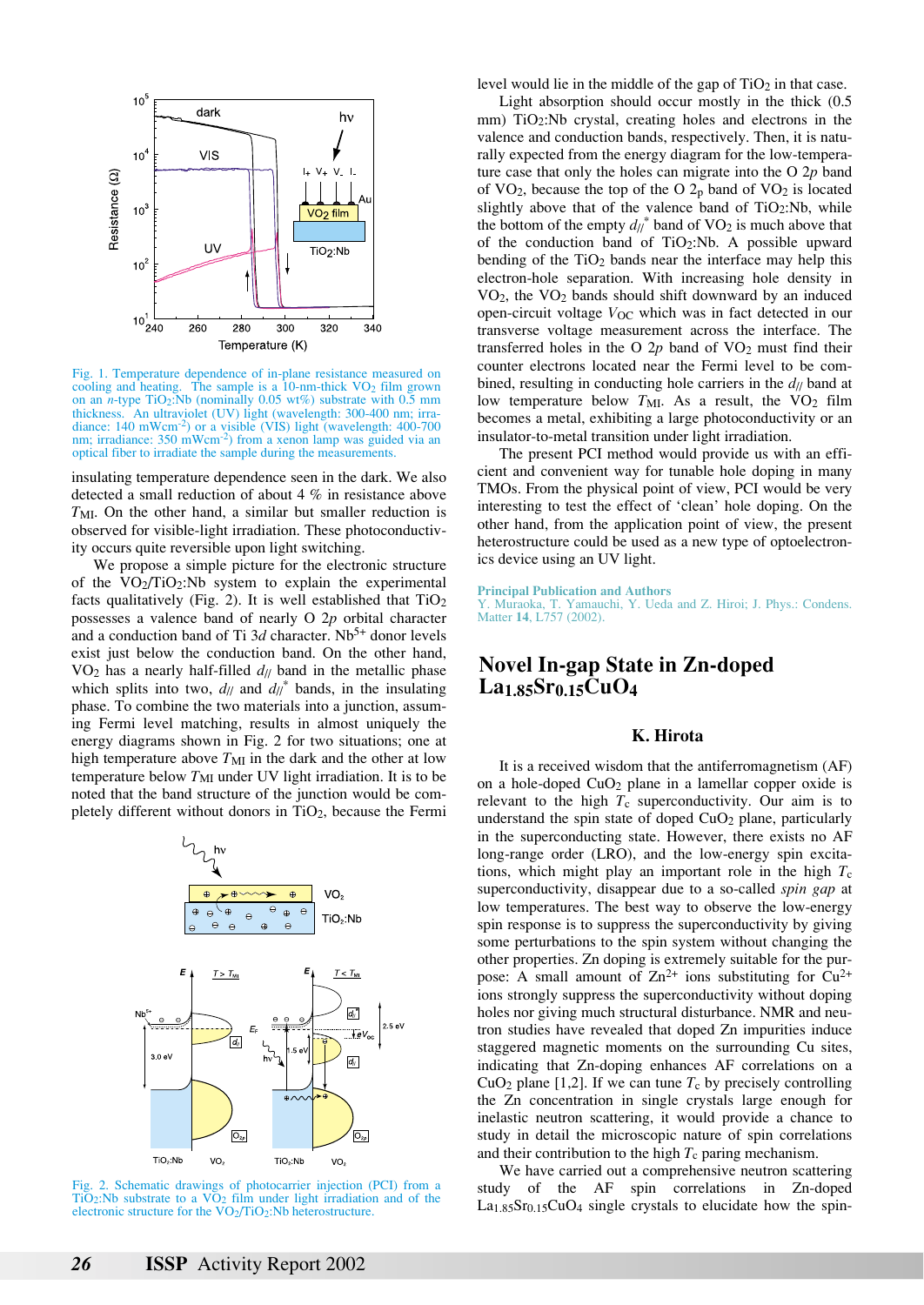Fig. 1. Temperature dependence of in-plane resistance measured on cooling and heating. The sample is a 10-nm-thick $VO_2$ film grown on an *n*-type $TiO_2$:Nb (nominally 0.05 wt%) substrate with 0.5 mm thickness. An ultraviolet (UV) light (wavelength: 300-400 nm; irradiance: 140 mWcm$^{-2}$) or a visible (VIS) light (wavelength: 400-700 nm; irradiance: 350 mWcm$^{-2}$) from a xenon lamp was guided via an optical fiber to irradiate the sample during the measurements.

insulating temperature dependence seen in the dark. We also detected a small reduction of about 4 % in resistance above $T_{MI}$. On the other hand, a similar but smaller reduction is observed for visible-light irradiation. These photoconductivity occurs quite reversible upon light switching.

We propose a simple picture for the electronic structure of the $VO_2/TiO_2$:Nb system to explain the experimental facts qualitatively (Fig. 2). It is well established that $TiO_2$ possesses a valence band of nearly O 2*p* orbital character and a conduction band of Ti 3*d* character. $Nb^{5+}$ donor levels exist just below the conduction band. On the other hand, $VO_2$ has a nearly half-filled $d_{//}$ band in the metallic phase which splits into two, $d_{//}$ and $d_{//}^*$ bands, in the insulating phase. To combine the two materials into a junction, assuming Fermi level matching, results in almost uniquely the energy diagrams shown in Fig. 2 for two situations; one at high temperature above $T_{MI}$ in the dark and the other at low temperature below $T_{MI}$ under UV light irradiation. It is to be noted that the band structure of the junction would be completely different without donors in $TiO_2$, because the Fermi level would lie in the middle of the gap of $TiO_2$ in that case.

Fig. 2. Schematic drawings of photocarrier injection (PCI) from a $TiO_2$:Nb substrate to a $VO_2$ film under light irradiation and of the electronic structure for the $VO_2/TiO_2$:Nb heterostructure.

Light absorption should occur mostly in the thick (0.5 mm) $TiO_2$:Nb crystal, creating holes and electrons in the valence and conduction bands, respectively. Then, it is naturally expected from the energy diagram for the low-temperature case that only the holes can migrate into the O 2*p* band of $VO_2$, because the top of the O $2_p$ band of $VO_2$ is located slightly above that of the valence band of $TiO_2$:Nb, while the bottom of the empty $d_{//}^*$ band of $VO_2$ is much above that of the conduction band of $TiO_2$:Nb. A possible upward bending of the $TiO_2$ bands near the interface may help this electron-hole separation. With increasing hole density in $VO_2$, the $VO_2$ bands should shift downward by an induced open-circuit voltage $V_{OC}$ which was in fact detected in our transverse voltage measurement across the interface. The transferred holes in the O 2*p* band of $VO_2$ must find their counter electrons located near the Fermi level to be combined, resulting in conducting hole carriers in the $d_{//}$ band at low temperature below $T_{MI}$. As a result, the $VO_2$ film becomes a metal, exhibiting a large photoconductivity or an insulator-to-metal transition under light irradiation.

The present PCI method would provide us with an efficient and convenient way for tunable hole doping in many TMOs. From the physical point of view, PCI would be very interesting to test the effect of 'clean' hole doping. On the other hand, from the application point of view, the present heterostructure could be used as a new type of optoelectronics device using an UV light.

**Principal Publication and Authors**
Y. Muraoka, T. Yamauchi, Y. Ueda and Z. Hiroi; J. Phys.: Condens. Matter **14**, L757 (2002).

# Novel In-gap State in Zn-doped $La_{1.85}Sr_{0.15}CuO_4$

## K. Hirota

It is a received wisdom that the antiferromagnetism (AF) on a hole-doped $CuO_2$ plane in a lamellar copper oxide is relevant to the high $T_c$ superconductivity. Our aim is to understand the spin state of doped $CuO_2$ plane, particularly in the superconducting state. However, there exists no AF long-range order (LRO), and the low-energy spin excitations, which might play an important role in the high $T_c$ superconductivity, disappear due to a so-called *spin gap* at low temperatures. The best way to observe the low-energy spin response is to suppress the superconductivity by giving some perturbations to the spin system without changing the other properties. Zn doping is extremely suitable for the purpose: A small amount of $Zn^{2+}$ ions substituting for $Cu^{2+}$ ions strongly suppress the superconductivity without doping holes nor giving much structural disturbance. NMR and neutron studies have revealed that doped Zn impurities induce staggered magnetic moments on the surrounding Cu sites, indicating that Zn-doping enhances AF correlations on a $CuO_2$ plane [1,2]. If we can tune $T_c$ by precisely controlling the Zn concentration in single crystals large enough for inelastic neutron scattering, it would provide a chance to study in detail the microscopic nature of spin correlations and their contribution to the high $T_c$ paring mechanism.

We have carried out a comprehensive neutron scattering study of the AF spin correlations in Zn-doped $La_{1.85}Sr_{0.15}CuO_4$ single crystals to elucidate how the spin-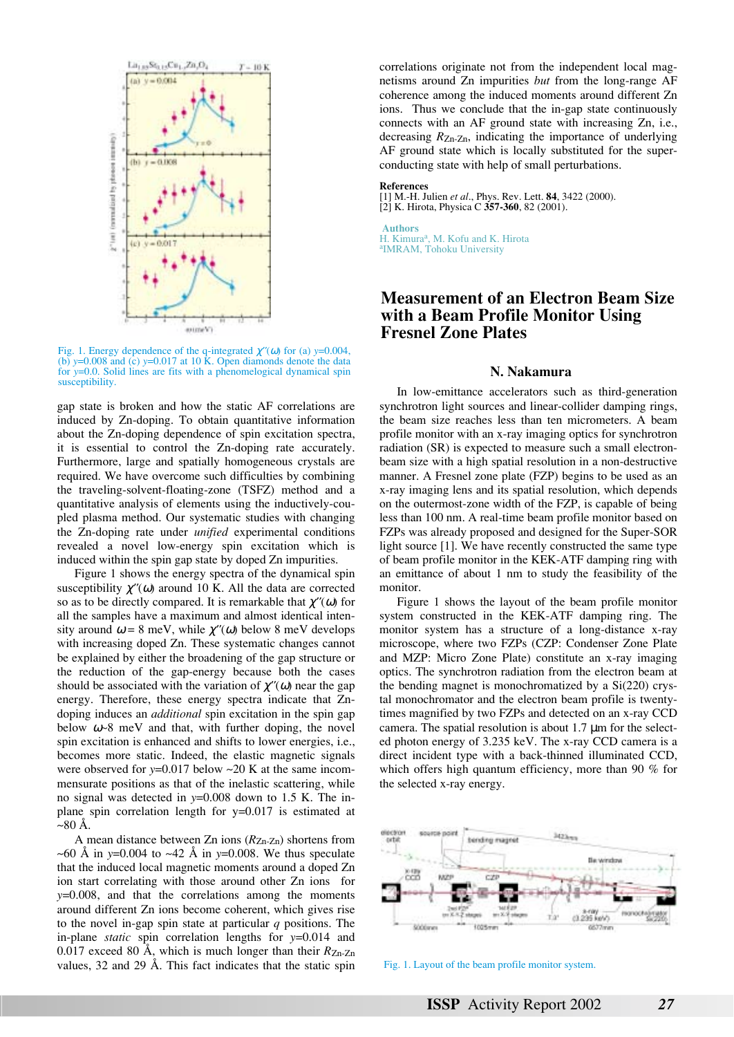Fig. 1. Energy dependence of the q-integrated $\chi''(\omega)$ for (a) $y$=0.004, (b) $y$=0.008 and (c) $y$=0.017 at 10 K. Open diamonds denote the data for $y$=0.0. Solid lines are fits with a phenomenological dynamical spin susceptibility.

gap state is broken and how the static AF correlations are induced by Zn-doping. To obtain quantitative information about the Zn-doping dependence of spin excitation spectra, it is essential to control the Zn-doping rate accurately. Furthermore, large and spatially homogeneous crystals are required. We have overcome such difficulties by combining the traveling-solvent-floating-zone (TSFZ) method and a quantitative analysis of elements using the inductively-coupled plasma method. Our systematic studies with changing the Zn-doping rate under *unified* experimental conditions revealed a novel low-energy spin excitation which is induced within the spin gap state by doped Zn impurities.

Figure 1 shows the energy spectra of the dynamical spin susceptibility $\chi''(\omega)$ around 10 K. All the data are corrected so as to be directly compared. It is remarkable that $\chi''(\omega)$ for all the samples have a maximum and almost identical intensity around $\omega$ = 8 meV, while $\chi''(\omega)$ below 8 meV develops with increasing doped Zn. These systematic changes cannot be explained by either the broadening of the gap structure or the reduction of the gap-energy because both the cases should be associated with the variation of $\chi''(\omega)$ near the gap energy. Therefore, these energy spectra indicate that Zn-doping induces an *additional* spin excitation in the spin gap below $\omega$~8 meV and that, with further doping, the novel spin excitation is enhanced and shifts to lower energies, i.e., becomes more static. Indeed, the elastic magnetic signals were observed for $y$=0.017 below ~20 K at the same incommensurate positions as that of the inelastic scattering, while no signal was detected in $y$=0.008 down to 1.5 K. The in-plane spin correlation length for y=0.017 is estimated at ~80 Å.

A mean distance between Zn ions ($R_{Zn\text{-}Zn}$) shortens from ~60 Å in $y$=0.004 to ~42 Å in $y$=0.008. We thus speculate that the induced local magnetic moments around a doped Zn ion start correlating with those around other Zn ions for $y$=0.008, and that the correlations among the moments around different Zn ions become coherent, which gives rise to the novel in-gap spin state at particular $q$ positions. The in-plane *static* spin correlation lengths for $y$=0.014 and 0.017 exceed 80 Å, which is much longer than their $R_{Zn\text{-}Zn}$ values, 32 and 29 Å. This fact indicates that the static spin correlations originate not from the independent local magnetisms around Zn impurities *but* from the long-range AF coherence among the induced moments around different Zn ions. Thus we conclude that the in-gap state continuously connects with an AF ground state with increasing Zn, i.e., decreasing $R_{Zn\text{-}Zn}$, indicating the importance of underlying AF ground state which is locally substituted for the superconducting state with help of small perturbations.

**References**
[1] M.-H. Julien *et al*., Phys. Rev. Lett. **84**, 3422 (2000).
[2] K. Hirota, Physica C **357-360**, 82 (2001).

**Authors**
H. Kimura[a], M. Kofu and K. Hirota
[a]IMRAM, Tohoku University

# Measurement of an Electron Beam Size with a Beam Profile Monitor Using Fresnel Zone Plates

## N. Nakamura

In low-emittance accelerators such as third-generation synchrotron light sources and linear-collider damping rings, the beam size reaches less than ten micrometers. A beam profile monitor with an x-ray imaging optics for synchrotron radiation (SR) is expected to measure such a small electron-beam size with a high spatial resolution in a non-destructive manner. A Fresnel zone plate (FZP) begins to be used as an x-ray imaging lens and its spatial resolution, which depends on the outermost-zone width of the FZP, is capable of being less than 100 nm. A real-time beam profile monitor based on FZPs was already proposed and designed for the Super-SOR light source [1]. We have recently constructed the same type of beam profile monitor in the KEK-ATF damping ring with an emittance of about 1 nm to study the feasibility of the monitor.

Figure 1 shows the layout of the beam profile monitor system constructed in the KEK-ATF damping ring. The monitor system has a structure of a long-distance x-ray microscope, where two FZPs (CZP: Condenser Zone Plate and MZP: Micro Zone Plate) constitute an x-ray imaging optics. The synchrotron radiation from the electron beam at the bending magnet is monochromatized by a Si(220) crystal monochromator and the electron beam profile is twenty-times magnified by two FZPs and detected on an x-ray CCD camera. The spatial resolution is about 1.7 μm for the selected photon energy of 3.235 keV. The x-ray CCD camera is a direct incident type with a back-thinned illuminated CCD, which offers high quantum efficiency, more than 90 % for the selected x-ray energy.

Fig. 1. Layout of the beam profile monitor system.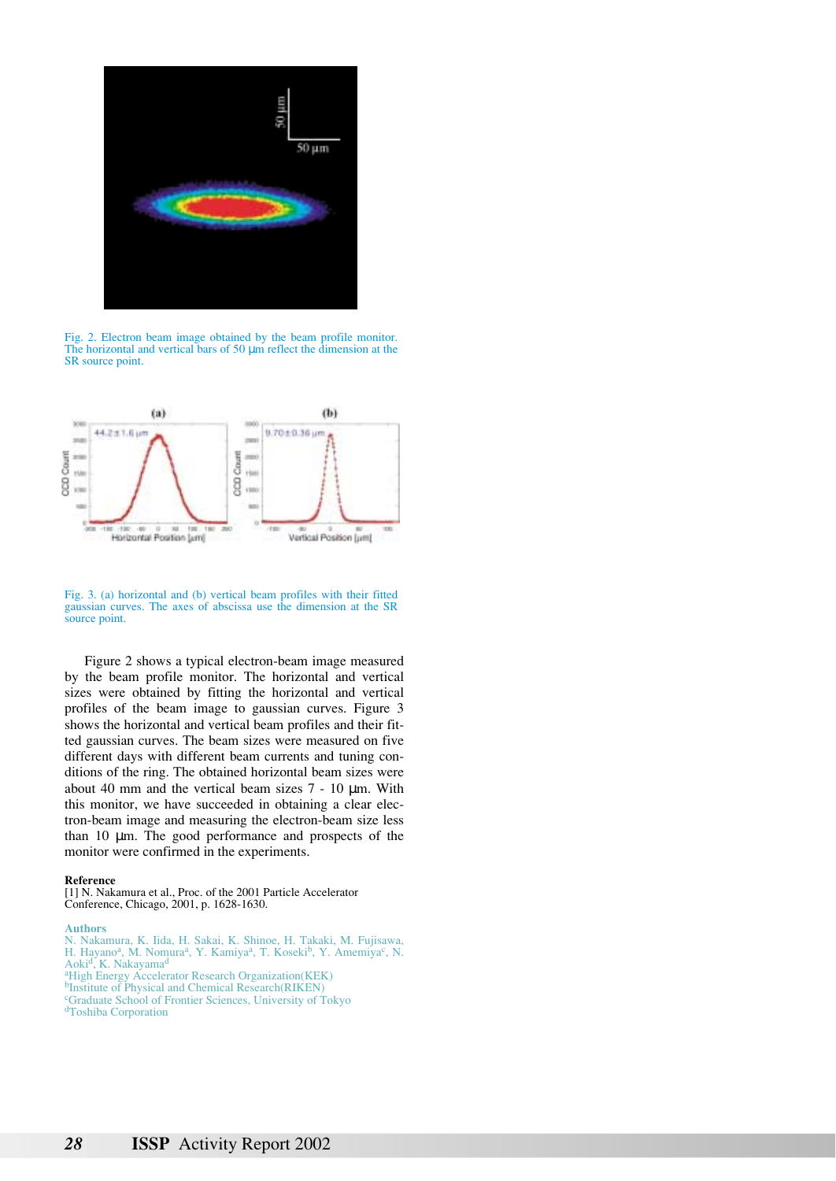50 µm

50 µm

Fig. 2. Electron beam image obtained by the beam profile monitor. The horizontal and vertical bars of 50 µm reflect the dimension at the SR source point.

(a)

44.2±1.6 µm

CCD Count

Horizontal Position [µm]

(b)

9.70±0.36 µm

CCD Count

Vertical Position [µm]

Fig. 3. (a) horizontal and (b) vertical beam profiles with their fitted gaussian curves. The axes of abscissa use the dimension at the SR source point.

Figure 2 shows a typical electron-beam image measured by the beam profile monitor. The horizontal and vertical sizes were obtained by fitting the horizontal and vertical profiles of the beam image to gaussian curves. Figure 3 shows the horizontal and vertical beam profiles and their fitted gaussian curves. The beam sizes were measured on five different days with different beam currents and tuning conditions of the ring. The obtained horizontal beam sizes were about 40 mm and the vertical beam sizes 7 - 10 µm. With this monitor, we have succeeded in obtaining a clear electron-beam image and measuring the electron-beam size less than 10 µm. The good performance and prospects of the monitor were confirmed in the experiments.

**Reference**

[1] N. Nakamura et al., Proc. of the 2001 Particle Accelerator Conference, Chicago, 2001, p. 1628-1630.

**Authors**

N. Nakamura, K. Iida, H. Sakai, K. Shinoe, H. Takaki, M. Fujisawa, H. Hayano[a], M. Nomura[a], Y. Kamiya[a], T. Koseki[b], Y. Amemiya[c], N. Aoki[d], K. Nakayama[d]

[a]High Energy Accelerator Research Organization(KEK)

[b]Institute of Physical and Chemical Research(RIKEN)

[c]Graduate School of Frontier Sciences, University of Tokyo

[d]Toshiba Corporation